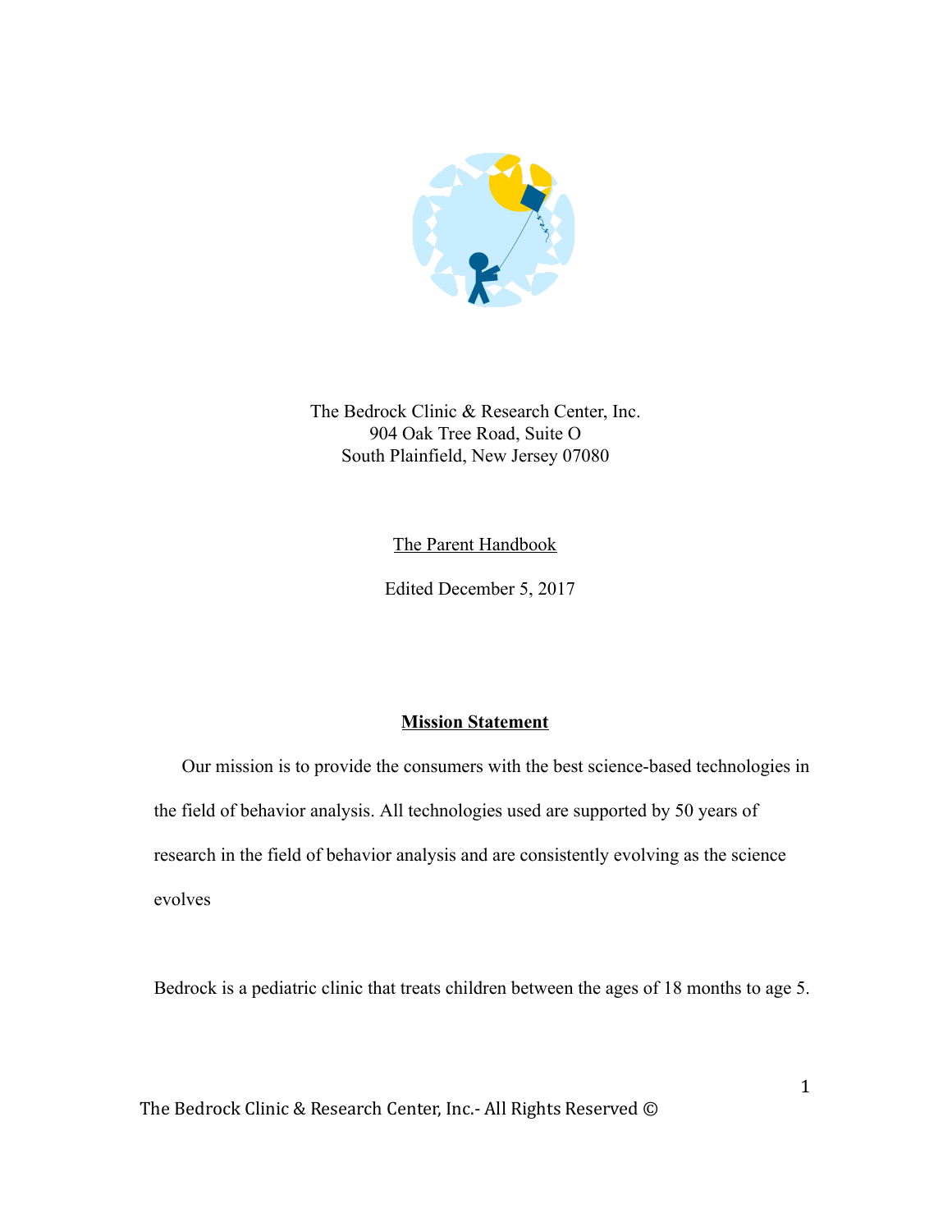The Bedrock Clinic & Research Center, Inc.
904 Oak Tree Road, Suite O
South Plainfield, New Jersey 07080

The Parent Handbook

Edited December 5, 2017

## Mission Statement

Our mission is to provide the consumers with the best science-based technologies in the field of behavior analysis. All technologies used are supported by 50 years of research in the field of behavior analysis and are consistently evolving as the science evolves

Bedrock is a pediatric clinic that treats children between the ages of 18 months to age 5.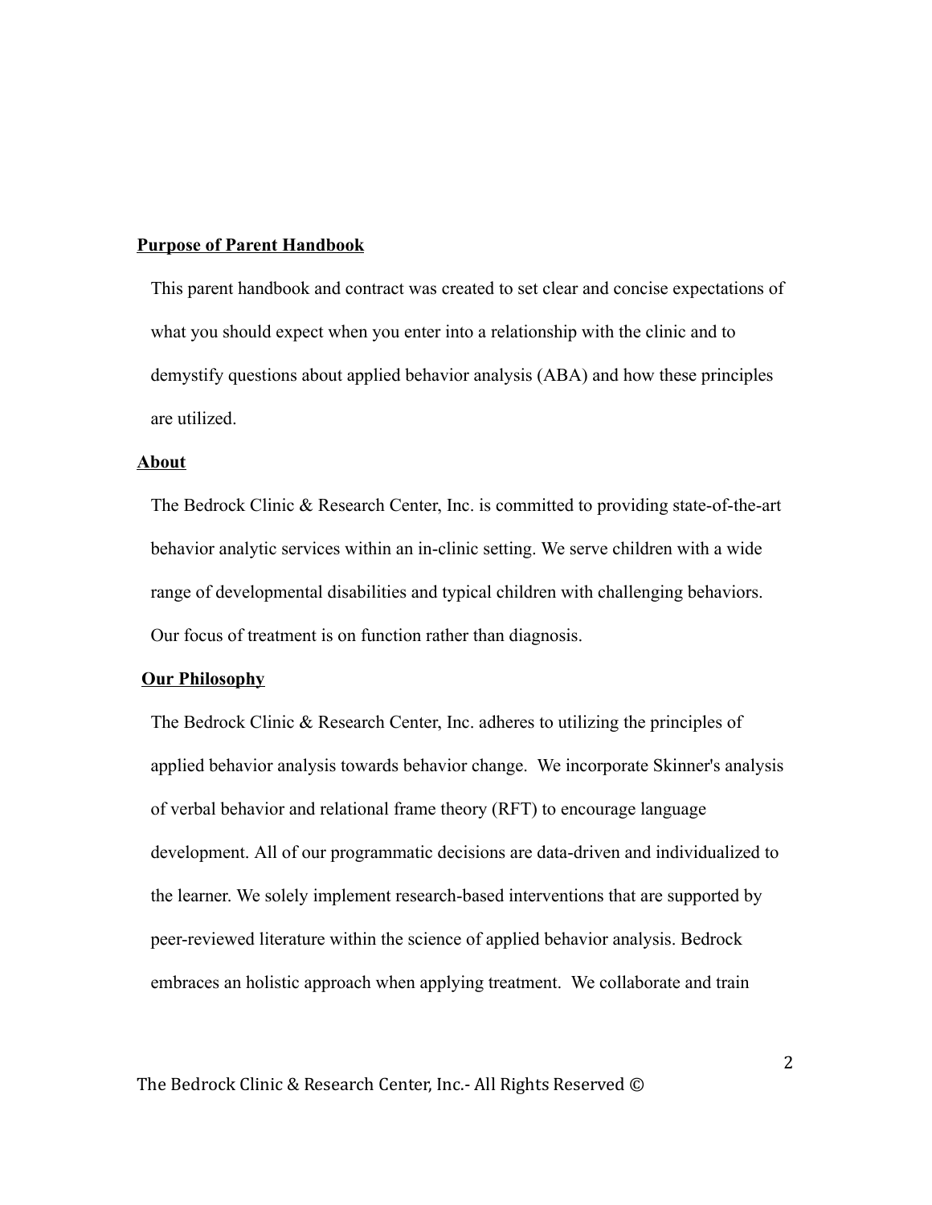**Purpose of Parent Handbook**

This parent handbook and contract was created to set clear and concise expectations of what you should expect when you enter into a relationship with the clinic and to demystify questions about applied behavior analysis (ABA) and how these principles are utilized.

**About**

The Bedrock Clinic & Research Center, Inc. is committed to providing state-of-the-art behavior analytic services within an in-clinic setting. We serve children with a wide range of developmental disabilities and typical children with challenging behaviors. Our focus of treatment is on function rather than diagnosis.

**Our Philosophy**

The Bedrock Clinic & Research Center, Inc. adheres to utilizing the principles of applied behavior analysis towards behavior change. We incorporate Skinner's analysis of verbal behavior and relational frame theory (RFT) to encourage language development. All of our programmatic decisions are data-driven and individualized to the learner. We solely implement research-based interventions that are supported by peer-reviewed literature within the science of applied behavior analysis. Bedrock embraces an holistic approach when applying treatment. We collaborate and train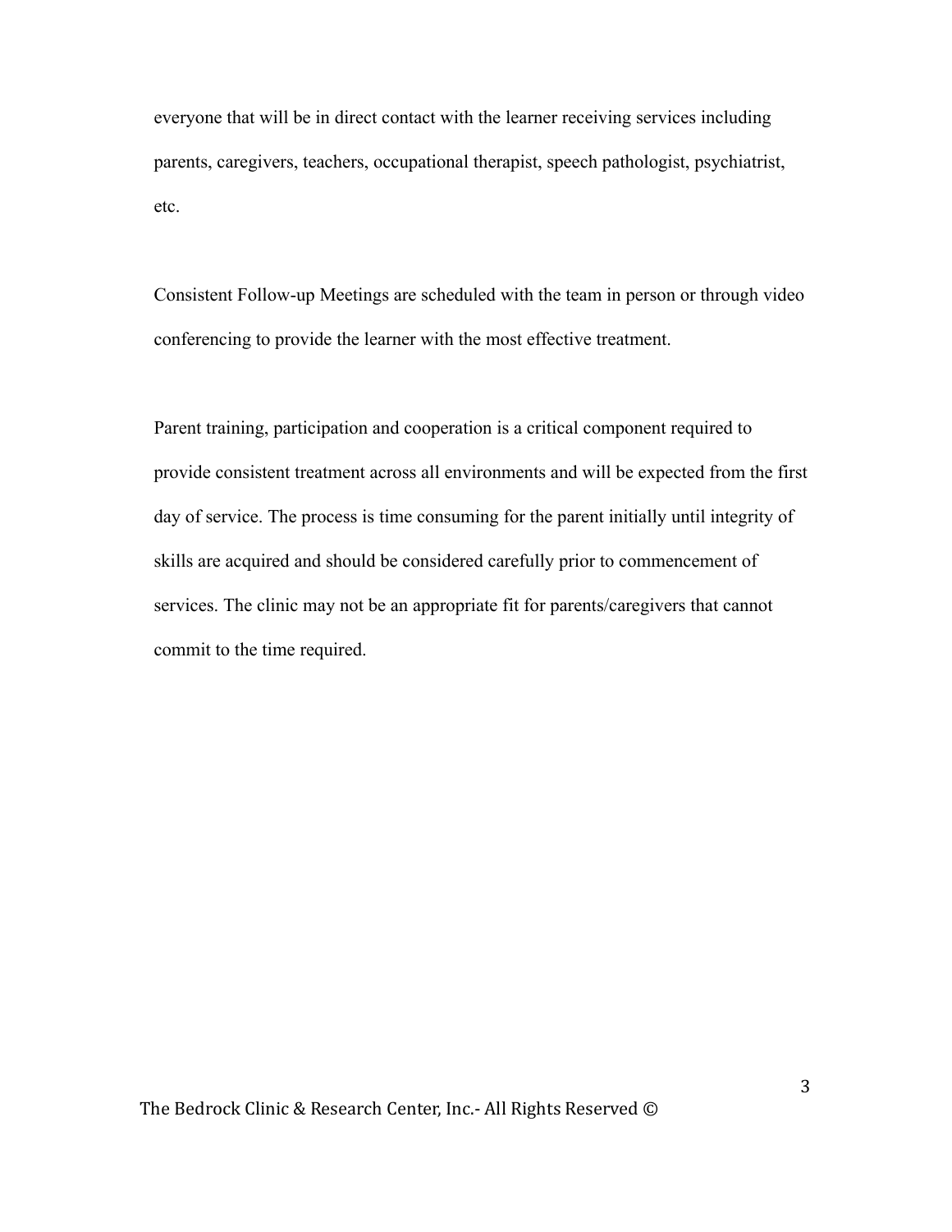everyone that will be in direct contact with the learner receiving services including parents, caregivers, teachers, occupational therapist, speech pathologist, psychiatrist, etc.

Consistent Follow-up Meetings are scheduled with the team in person or through video conferencing to provide the learner with the most effective treatment.

Parent training, participation and cooperation is a critical component required to provide consistent treatment across all environments and will be expected from the first day of service. The process is time consuming for the parent initially until integrity of skills are acquired and should be considered carefully prior to commencement of services. The clinic may not be an appropriate fit for parents/caregivers that cannot commit to the time required.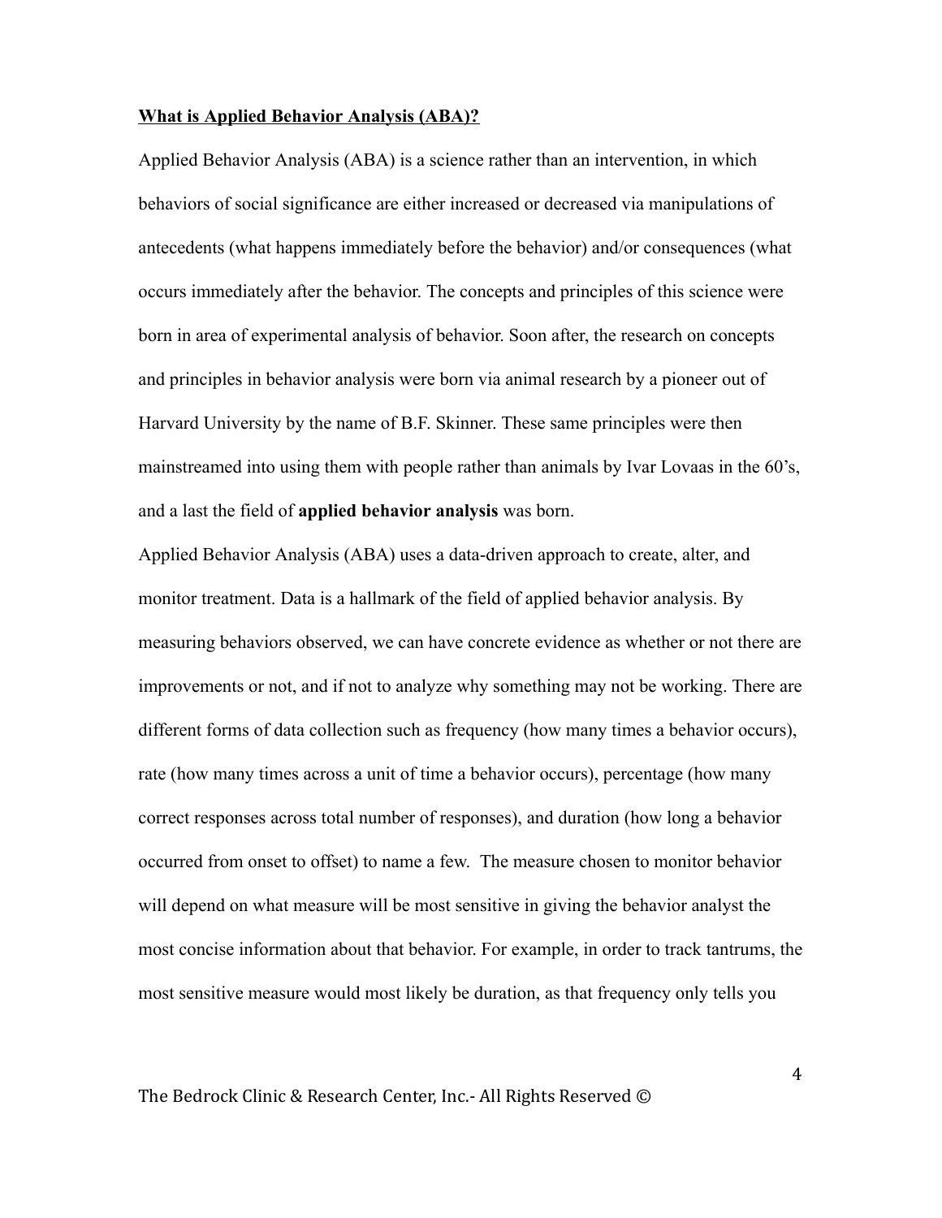**<u>What is Applied Behavior Analysis (ABA)?</u>**

Applied Behavior Analysis (ABA) is a science rather than an intervention, in which behaviors of social significance are either increased or decreased via manipulations of antecedents (what happens immediately before the behavior) and/or consequences (what occurs immediately after the behavior. The concepts and principles of this science were born in area of experimental analysis of behavior. Soon after, the research on concepts and principles in behavior analysis were born via animal research by a pioneer out of Harvard University by the name of B.F. Skinner. These same principles were then mainstreamed into using them with people rather than animals by Ivar Lovaas in the 60's, and a last the field of **applied behavior analysis** was born.

Applied Behavior Analysis (ABA) uses a data-driven approach to create, alter, and monitor treatment. Data is a hallmark of the field of applied behavior analysis. By measuring behaviors observed, we can have concrete evidence as whether or not there are improvements or not, and if not to analyze why something may not be working. There are different forms of data collection such as frequency (how many times a behavior occurs), rate (how many times across a unit of time a behavior occurs), percentage (how many correct responses across total number of responses), and duration (how long a behavior occurred from onset to offset) to name a few. The measure chosen to monitor behavior will depend on what measure will be most sensitive in giving the behavior analyst the most concise information about that behavior. For example, in order to track tantrums, the most sensitive measure would most likely be duration, as that frequency only tells you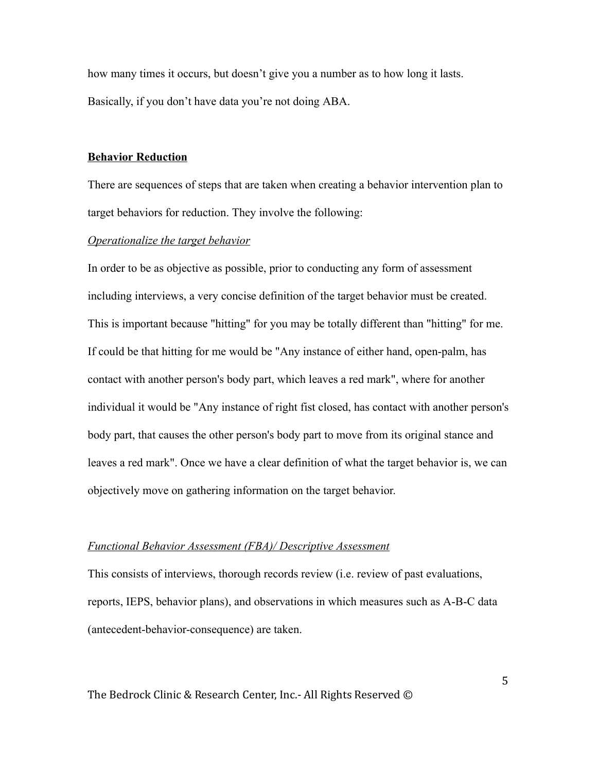how many times it occurs, but doesn't give you a number as to how long it lasts. Basically, if you don't have data you're not doing ABA.

## Behavior Reduction

There are sequences of steps that are taken when creating a behavior intervention plan to target behaviors for reduction. They involve the following:

### *Operationalize the target behavior*

In order to be as objective as possible, prior to conducting any form of assessment including interviews, a very concise definition of the target behavior must be created. This is important because "hitting" for you may be totally different than "hitting" for me. If could be that hitting for me would be "Any instance of either hand, open-palm, has contact with another person's body part, which leaves a red mark", where for another individual it would be "Any instance of right fist closed, has contact with another person's body part, that causes the other person's body part to move from its original stance and leaves a red mark". Once we have a clear definition of what the target behavior is, we can objectively move on gathering information on the target behavior.

### *Functional Behavior Assessment (FBA)/ Descriptive Assessment*

This consists of interviews, thorough records review (i.e. review of past evaluations, reports, IEPS, behavior plans), and observations in which measures such as A-B-C data (antecedent-behavior-consequence) are taken.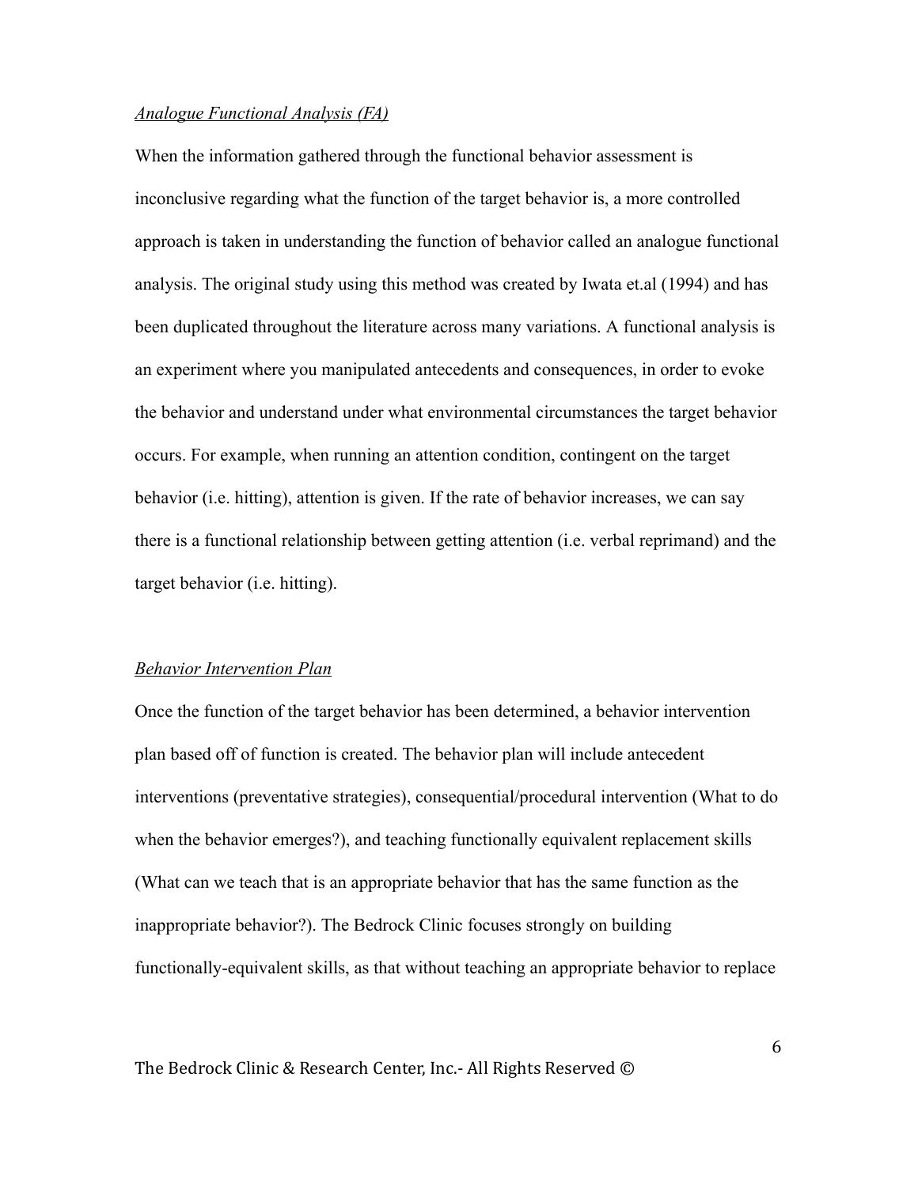*Analogue Functional Analysis (FA)*

When the information gathered through the functional behavior assessment is inconclusive regarding what the function of the target behavior is, a more controlled approach is taken in understanding the function of behavior called an analogue functional analysis. The original study using this method was created by Iwata et.al (1994) and has been duplicated throughout the literature across many variations. A functional analysis is an experiment where you manipulated antecedents and consequences, in order to evoke the behavior and understand under what environmental circumstances the target behavior occurs. For example, when running an attention condition, contingent on the target behavior (i.e. hitting), attention is given. If the rate of behavior increases, we can say there is a functional relationship between getting attention (i.e. verbal reprimand) and the target behavior (i.e. hitting).

*Behavior Intervention Plan*

Once the function of the target behavior has been determined, a behavior intervention plan based off of function is created. The behavior plan will include antecedent interventions (preventative strategies), consequential/procedural intervention (What to do when the behavior emerges?), and teaching functionally equivalent replacement skills (What can we teach that is an appropriate behavior that has the same function as the inappropriate behavior?). The Bedrock Clinic focuses strongly on building functionally-equivalent skills, as that without teaching an appropriate behavior to replace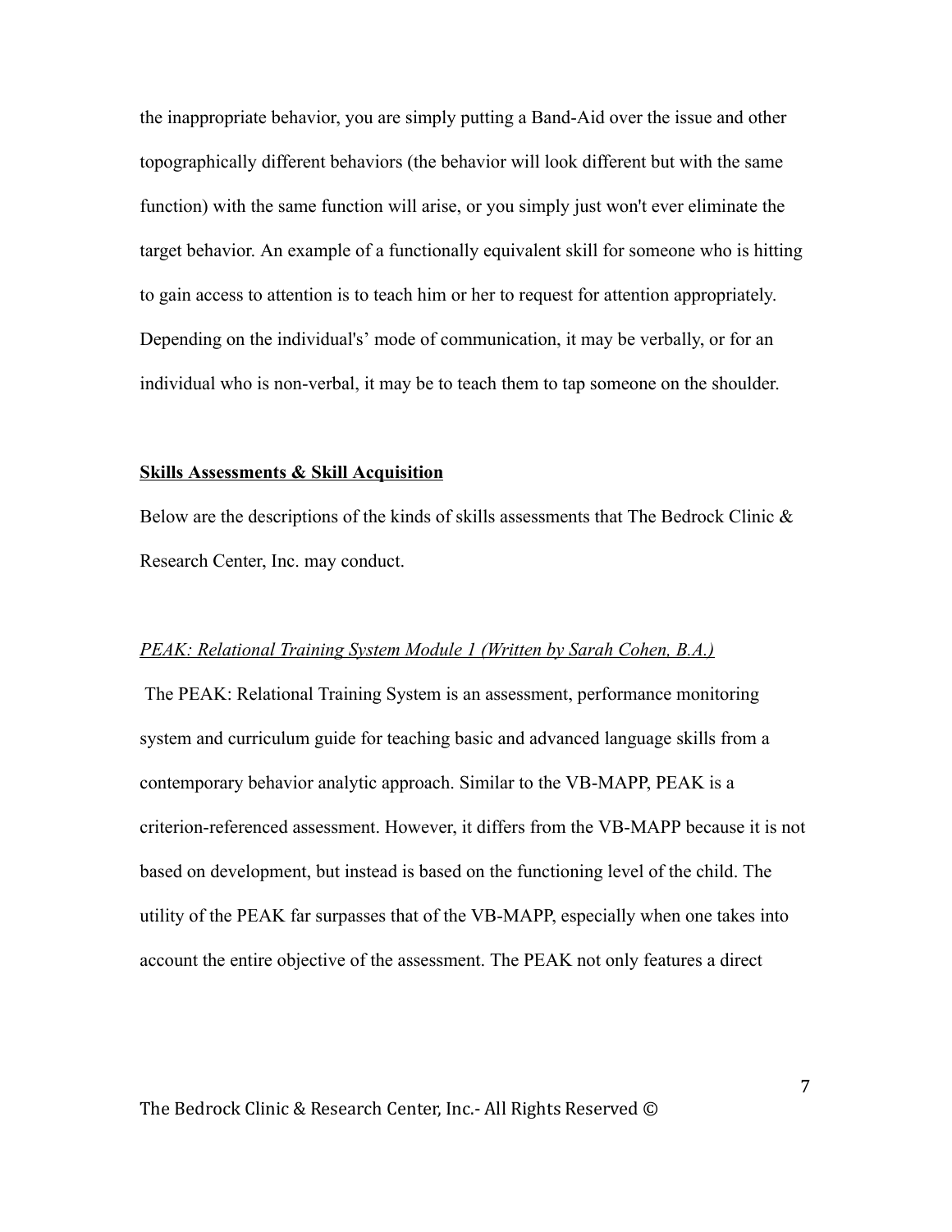the inappropriate behavior, you are simply putting a Band-Aid over the issue and other topographically different behaviors (the behavior will look different but with the same function) with the same function will arise, or you simply just won't ever eliminate the target behavior. An example of a functionally equivalent skill for someone who is hitting to gain access to attention is to teach him or her to request for attention appropriately. Depending on the individual's' mode of communication, it may be verbally, or for an individual who is non-verbal, it may be to teach them to tap someone on the shoulder.

**Skills Assessments & Skill Acquisition**

Below are the descriptions of the kinds of skills assessments that The Bedrock Clinic & Research Center, Inc. may conduct.

*PEAK: Relational Training System Module 1 (Written by Sarah Cohen, B.A.)*

The PEAK: Relational Training System is an assessment, performance monitoring system and curriculum guide for teaching basic and advanced language skills from a contemporary behavior analytic approach. Similar to the VB-MAPP, PEAK is a criterion-referenced assessment. However, it differs from the VB-MAPP because it is not based on development, but instead is based on the functioning level of the child. The utility of the PEAK far surpasses that of the VB-MAPP, especially when one takes into account the entire objective of the assessment. The PEAK not only features a direct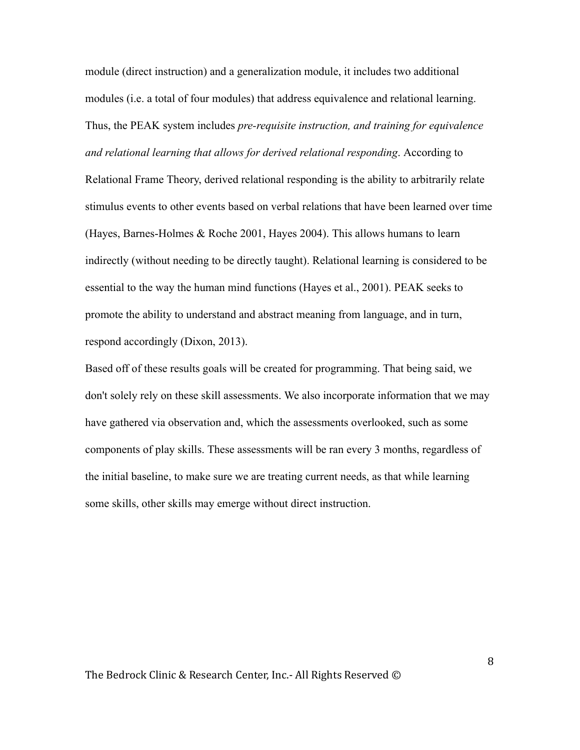module (direct instruction) and a generalization module, it includes two additional modules (i.e. a total of four modules) that address equivalence and relational learning. Thus, the PEAK system includes *pre-requisite instruction, and training for equivalence and relational learning that allows for derived relational responding*. According to Relational Frame Theory, derived relational responding is the ability to arbitrarily relate stimulus events to other events based on verbal relations that have been learned over time (Hayes, Barnes-Holmes & Roche 2001, Hayes 2004). This allows humans to learn indirectly (without needing to be directly taught). Relational learning is considered to be essential to the way the human mind functions (Hayes et al., 2001). PEAK seeks to promote the ability to understand and abstract meaning from language, and in turn, respond accordingly (Dixon, 2013).

Based off of these results goals will be created for programming. That being said, we don't solely rely on these skill assessments. We also incorporate information that we may have gathered via observation and, which the assessments overlooked, such as some components of play skills. These assessments will be ran every 3 months, regardless of the initial baseline, to make sure we are treating current needs, as that while learning some skills, other skills may emerge without direct instruction.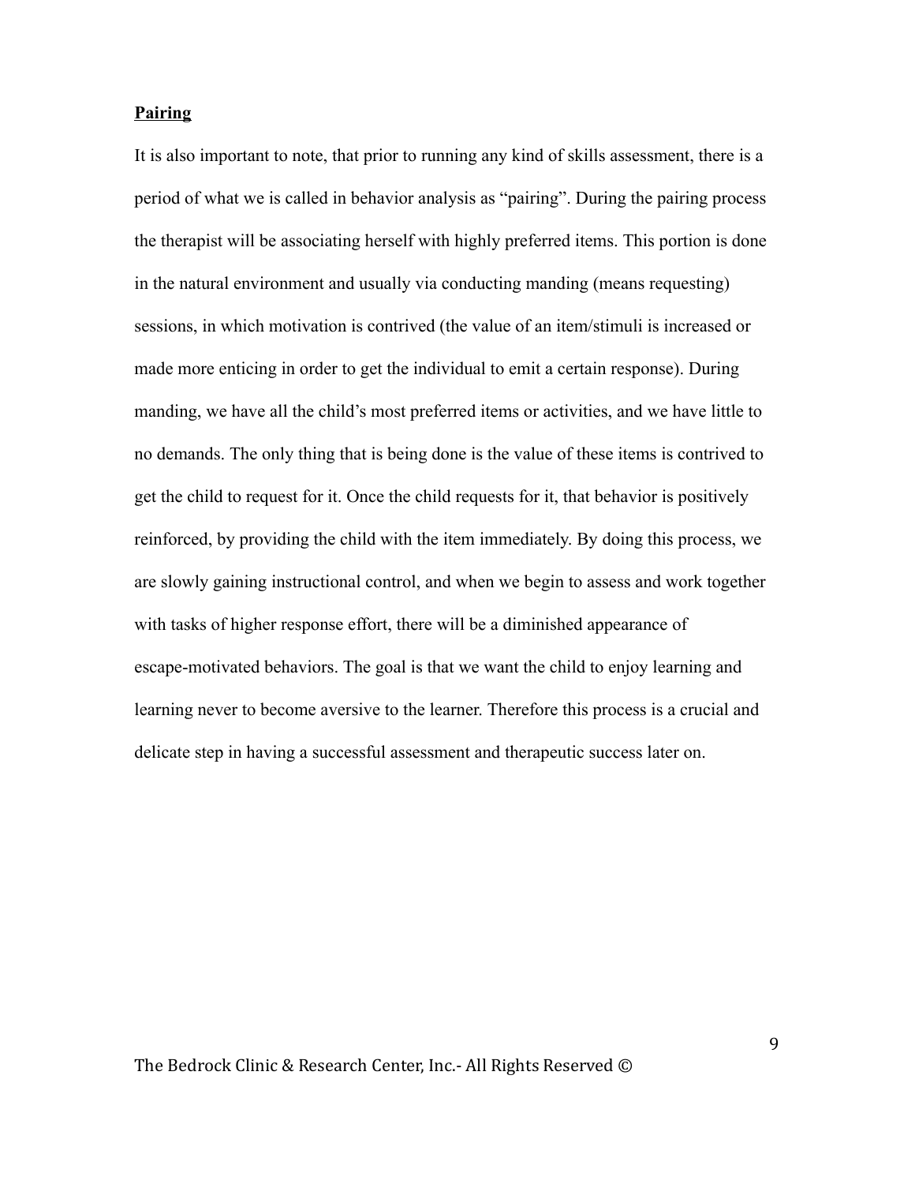## Pairing

It is also important to note, that prior to running any kind of skills assessment, there is a period of what we is called in behavior analysis as "pairing". During the pairing process the therapist will be associating herself with highly preferred items. This portion is done in the natural environment and usually via conducting manding (means requesting) sessions, in which motivation is contrived (the value of an item/stimuli is increased or made more enticing in order to get the individual to emit a certain response). During manding, we have all the child's most preferred items or activities, and we have little to no demands. The only thing that is being done is the value of these items is contrived to get the child to request for it. Once the child requests for it, that behavior is positively reinforced, by providing the child with the item immediately. By doing this process, we are slowly gaining instructional control, and when we begin to assess and work together with tasks of higher response effort, there will be a diminished appearance of escape-motivated behaviors. The goal is that we want the child to enjoy learning and learning never to become aversive to the learner. Therefore this process is a crucial and delicate step in having a successful assessment and therapeutic success later on.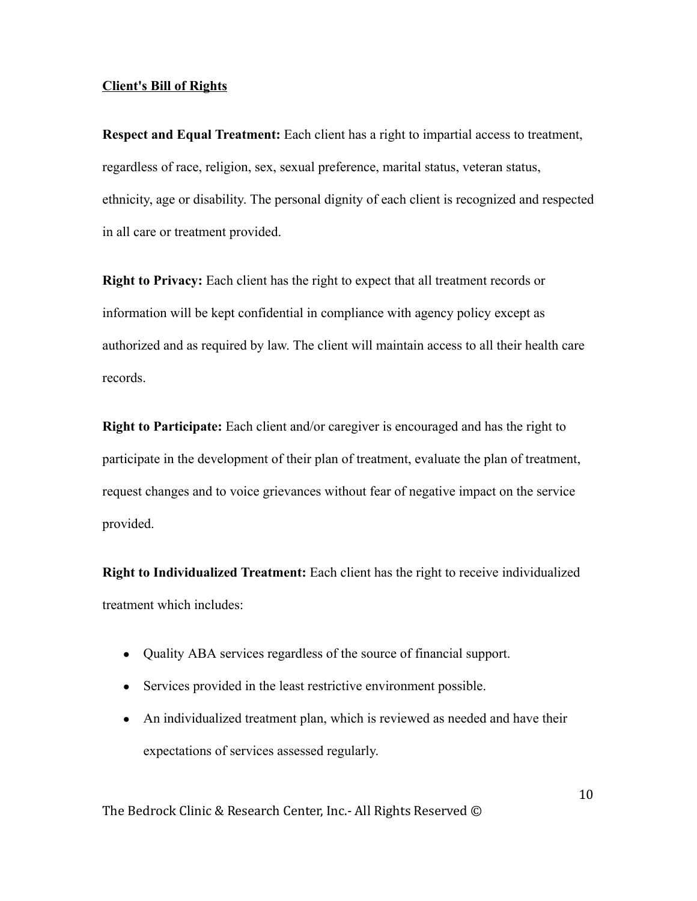## Client's Bill of Rights

**Respect and Equal Treatment:** Each client has a right to impartial access to treatment, regardless of race, religion, sex, sexual preference, marital status, veteran status, ethnicity, age or disability. The personal dignity of each client is recognized and respected in all care or treatment provided.

**Right to Privacy:** Each client has the right to expect that all treatment records or information will be kept confidential in compliance with agency policy except as authorized and as required by law. The client will maintain access to all their health care records.

**Right to Participate:** Each client and/or caregiver is encouraged and has the right to participate in the development of their plan of treatment, evaluate the plan of treatment, request changes and to voice grievances without fear of negative impact on the service provided.

**Right to Individualized Treatment:** Each client has the right to receive individualized treatment which includes:

- Quality ABA services regardless of the source of financial support.
- Services provided in the least restrictive environment possible.
- An individualized treatment plan, which is reviewed as needed and have their expectations of services assessed regularly.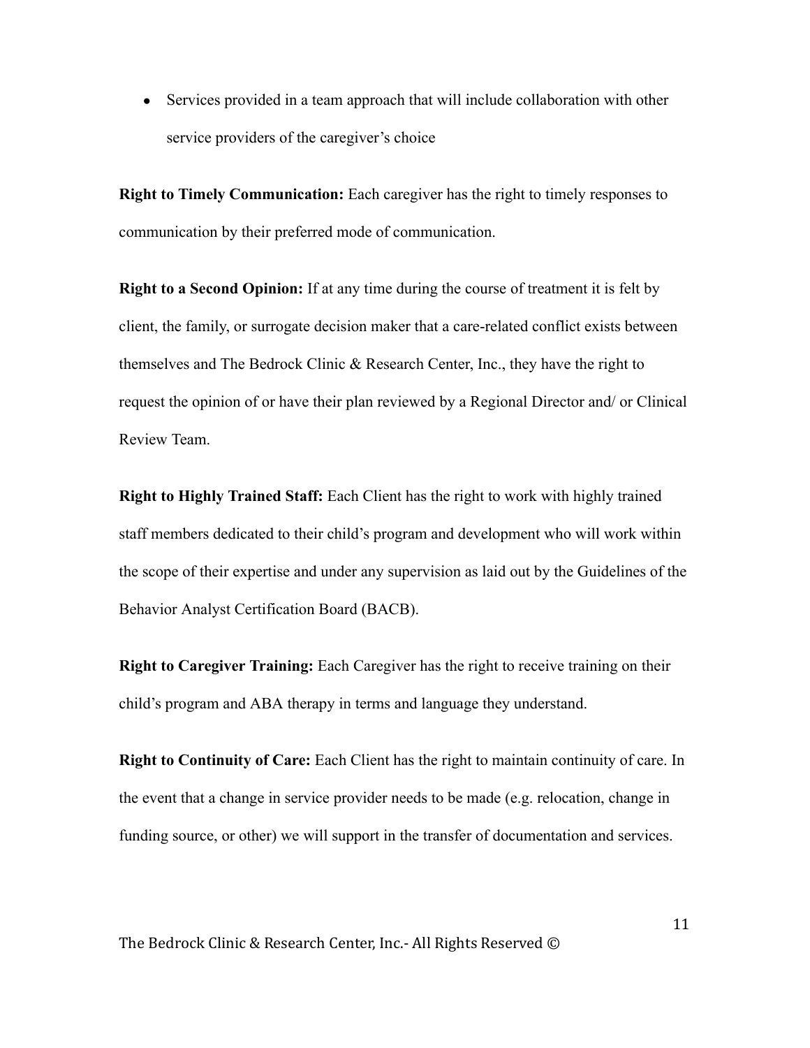- Services provided in a team approach that will include collaboration with other service providers of the caregiver's choice

**Right to Timely Communication:** Each caregiver has the right to timely responses to communication by their preferred mode of communication.

**Right to a Second Opinion:** If at any time during the course of treatment it is felt by client, the family, or surrogate decision maker that a care-related conflict exists between themselves and The Bedrock Clinic & Research Center, Inc., they have the right to request the opinion of or have their plan reviewed by a Regional Director and/ or Clinical Review Team.

**Right to Highly Trained Staff:** Each Client has the right to work with highly trained staff members dedicated to their child's program and development who will work within the scope of their expertise and under any supervision as laid out by the Guidelines of the Behavior Analyst Certification Board (BACB).

**Right to Caregiver Training:** Each Caregiver has the right to receive training on their child's program and ABA therapy in terms and language they understand.

**Right to Continuity of Care:** Each Client has the right to maintain continuity of care. In the event that a change in service provider needs to be made (e.g. relocation, change in funding source, or other) we will support in the transfer of documentation and services.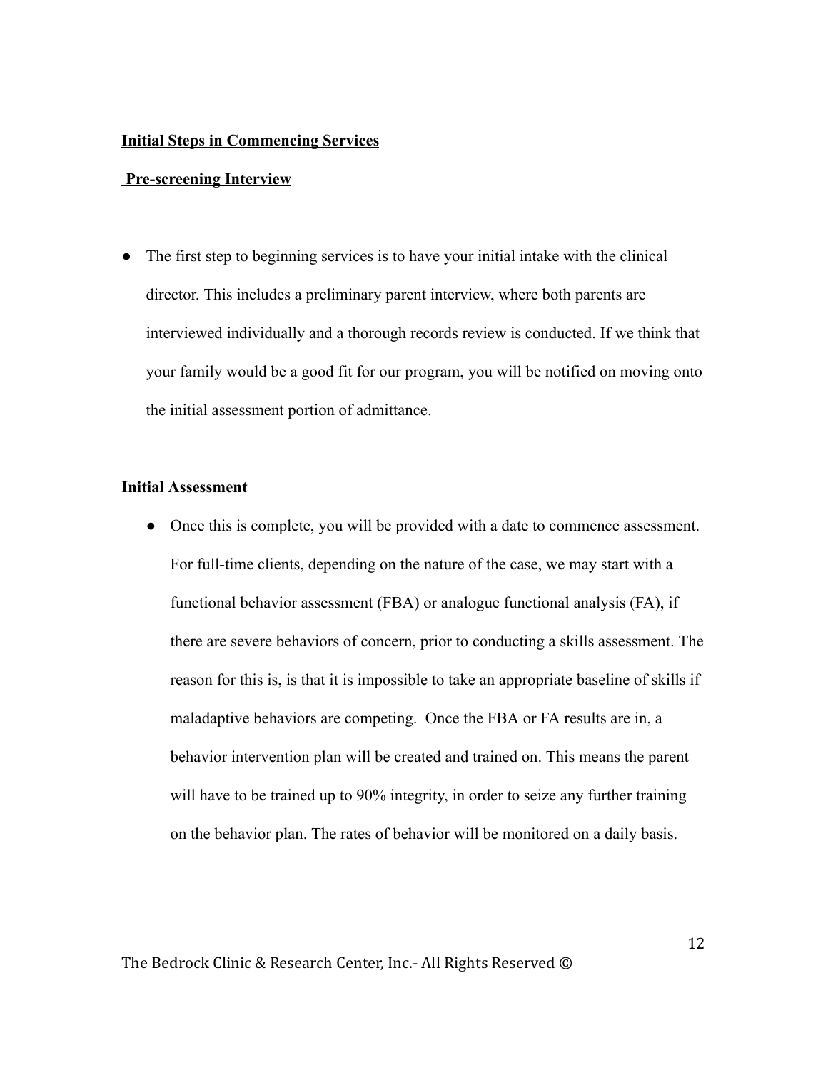**<u>Initial Steps in Commencing Services</u>**

**<u>Pre-screening Interview</u>**

- The first step to beginning services is to have your initial intake with the clinical director. This includes a preliminary parent interview, where both parents are interviewed individually and a thorough records review is conducted. If we think that your family would be a good fit for our program, you will be notified on moving onto the initial assessment portion of admittance.

**Initial Assessment**

- Once this is complete, you will be provided with a date to commence assessment. For full-time clients, depending on the nature of the case, we may start with a functional behavior assessment (FBA) or analogue functional analysis (FA), if there are severe behaviors of concern, prior to conducting a skills assessment. The reason for this is, is that it is impossible to take an appropriate baseline of skills if maladaptive behaviors are competing. Once the FBA or FA results are in, a behavior intervention plan will be created and trained on. This means the parent will have to be trained up to 90% integrity, in order to seize any further training on the behavior plan. The rates of behavior will be monitored on a daily basis.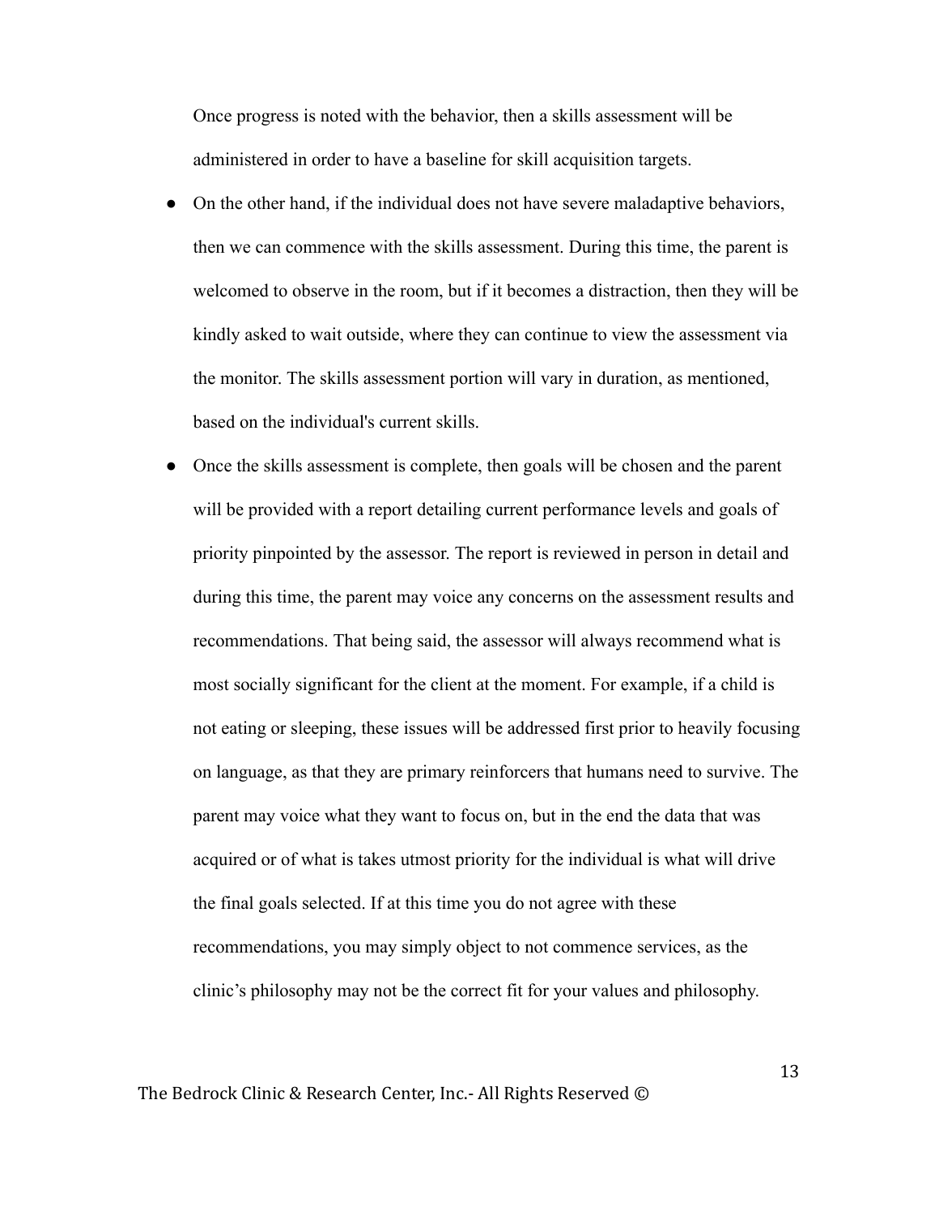Once progress is noted with the behavior, then a skills assessment will be administered in order to have a baseline for skill acquisition targets.

- On the other hand, if the individual does not have severe maladaptive behaviors, then we can commence with the skills assessment. During this time, the parent is welcomed to observe in the room, but if it becomes a distraction, then they will be kindly asked to wait outside, where they can continue to view the assessment via the monitor. The skills assessment portion will vary in duration, as mentioned, based on the individual's current skills.
- Once the skills assessment is complete, then goals will be chosen and the parent will be provided with a report detailing current performance levels and goals of priority pinpointed by the assessor. The report is reviewed in person in detail and during this time, the parent may voice any concerns on the assessment results and recommendations. That being said, the assessor will always recommend what is most socially significant for the client at the moment. For example, if a child is not eating or sleeping, these issues will be addressed first prior to heavily focusing on language, as that they are primary reinforcers that humans need to survive. The parent may voice what they want to focus on, but in the end the data that was acquired or of what is takes utmost priority for the individual is what will drive the final goals selected. If at this time you do not agree with these recommendations, you may simply object to not commence services, as the clinic's philosophy may not be the correct fit for your values and philosophy.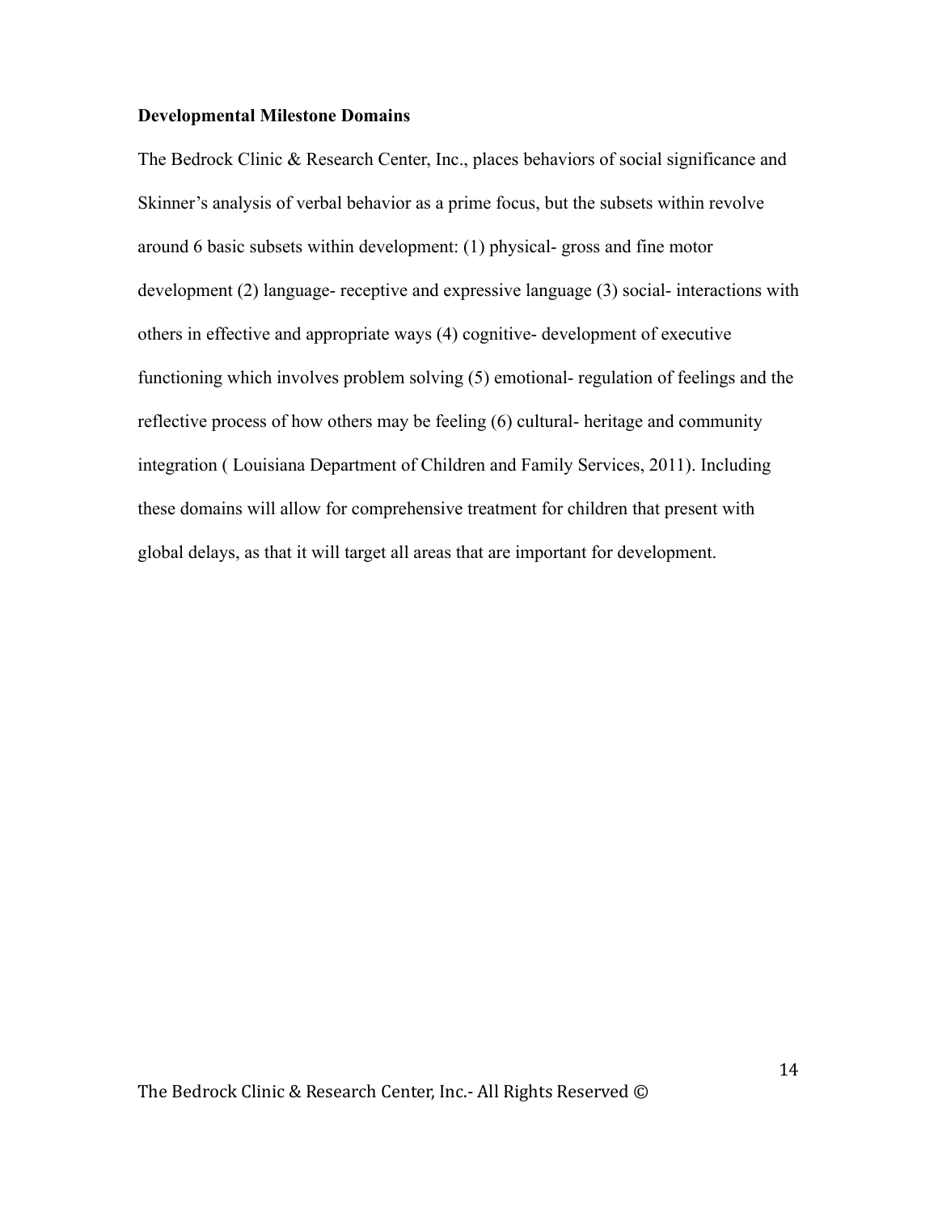**Developmental Milestone Domains**

The Bedrock Clinic & Research Center, Inc., places behaviors of social significance and Skinner's analysis of verbal behavior as a prime focus, but the subsets within revolve around 6 basic subsets within development: (1) physical- gross and fine motor development (2) language- receptive and expressive language (3) social- interactions with others in effective and appropriate ways (4) cognitive- development of executive functioning which involves problem solving (5) emotional- regulation of feelings and the reflective process of how others may be feeling (6) cultural- heritage and community integration ( Louisiana Department of Children and Family Services, 2011). Including these domains will allow for comprehensive treatment for children that present with global delays, as that it will target all areas that are important for development.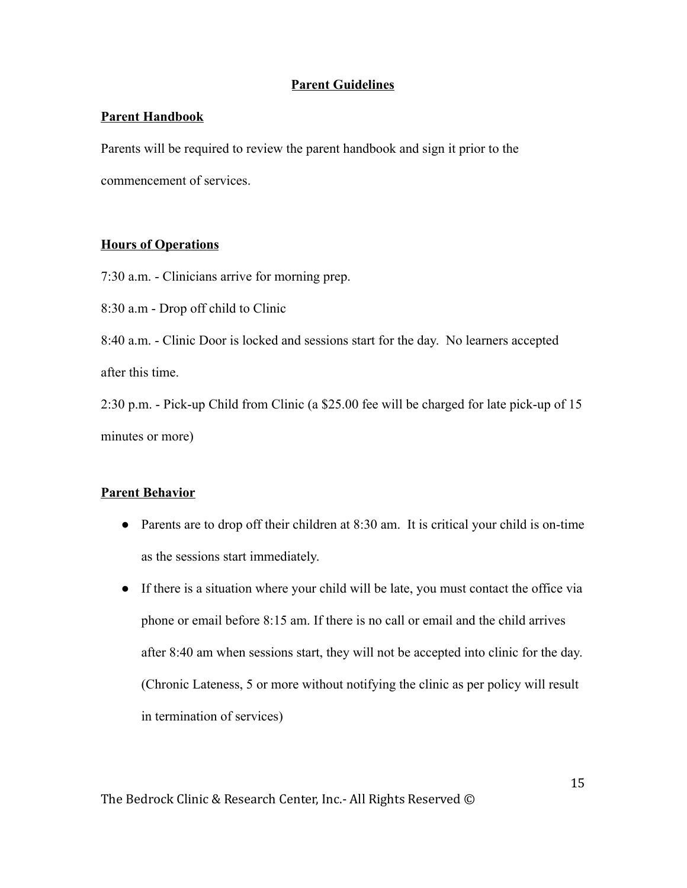## Parent Guidelines

### Parent Handbook

Parents will be required to review the parent handbook and sign it prior to the commencement of services.

### Hours of Operations

7:30 a.m. - Clinicians arrive for morning prep.

8:30 a.m - Drop off child to Clinic

8:40 a.m. - Clinic Door is locked and sessions start for the day. No learners accepted after this time.

2:30 p.m. - Pick-up Child from Clinic (a $25.00 fee will be charged for late pick-up of 15 minutes or more)

### Parent Behavior

- Parents are to drop off their children at 8:30 am. It is critical your child is on-time as the sessions start immediately.
- If there is a situation where your child will be late, you must contact the office via phone or email before 8:15 am. If there is no call or email and the child arrives after 8:40 am when sessions start, they will not be accepted into clinic for the day. (Chronic Lateness, 5 or more without notifying the clinic as per policy will result in termination of services)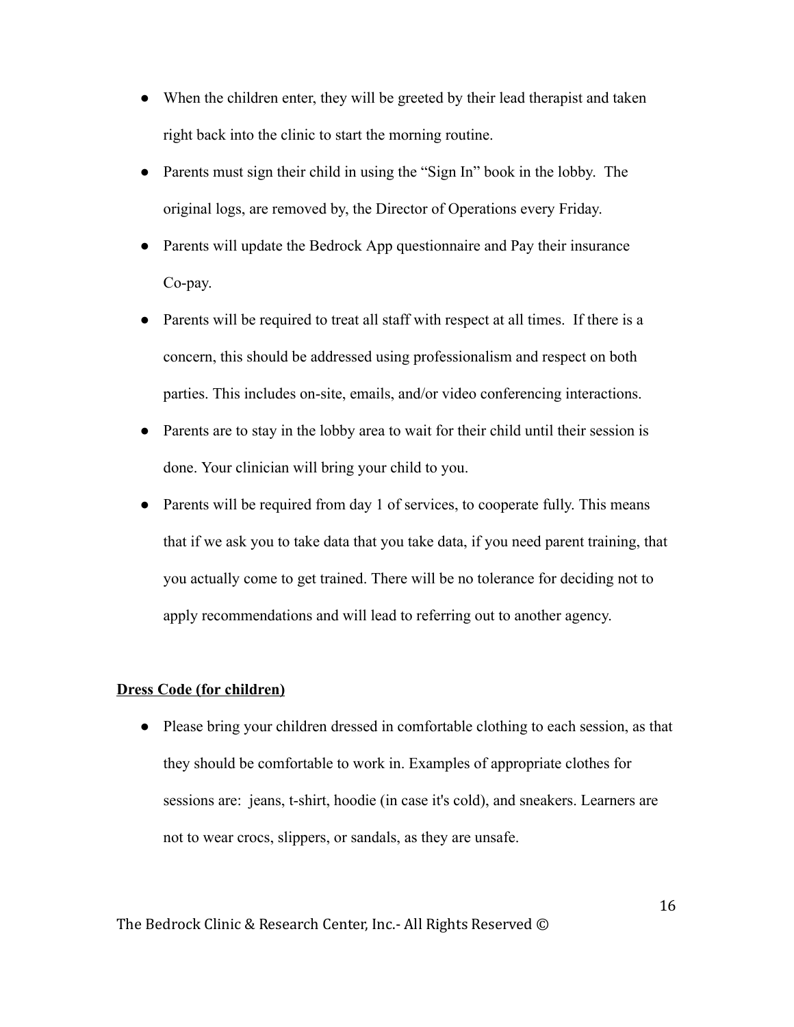- When the children enter, they will be greeted by their lead therapist and taken right back into the clinic to start the morning routine.
- Parents must sign their child in using the "Sign In" book in the lobby.  The original logs, are removed by, the Director of Operations every Friday.
- Parents will update the Bedrock App questionnaire and Pay their insurance Co-pay.
- Parents will be required to treat all staff with respect at all times.  If there is a concern, this should be addressed using professionalism and respect on both parties. This includes on-site, emails, and/or video conferencing interactions.
- Parents are to stay in the lobby area to wait for their child until their session is done. Your clinician will bring your child to you.
- Parents will be required from day 1 of services, to cooperate fully. This means that if we ask you to take data that you take data, if you need parent training, that you actually come to get trained. There will be no tolerance for deciding not to apply recommendations and will lead to referring out to another agency.

**Dress Code (for children)**

- Please bring your children dressed in comfortable clothing to each session, as that they should be comfortable to work in. Examples of appropriate clothes for sessions are:  jeans, t-shirt, hoodie (in case it's cold), and sneakers. Learners are not to wear crocs, slippers, or sandals, as they are unsafe.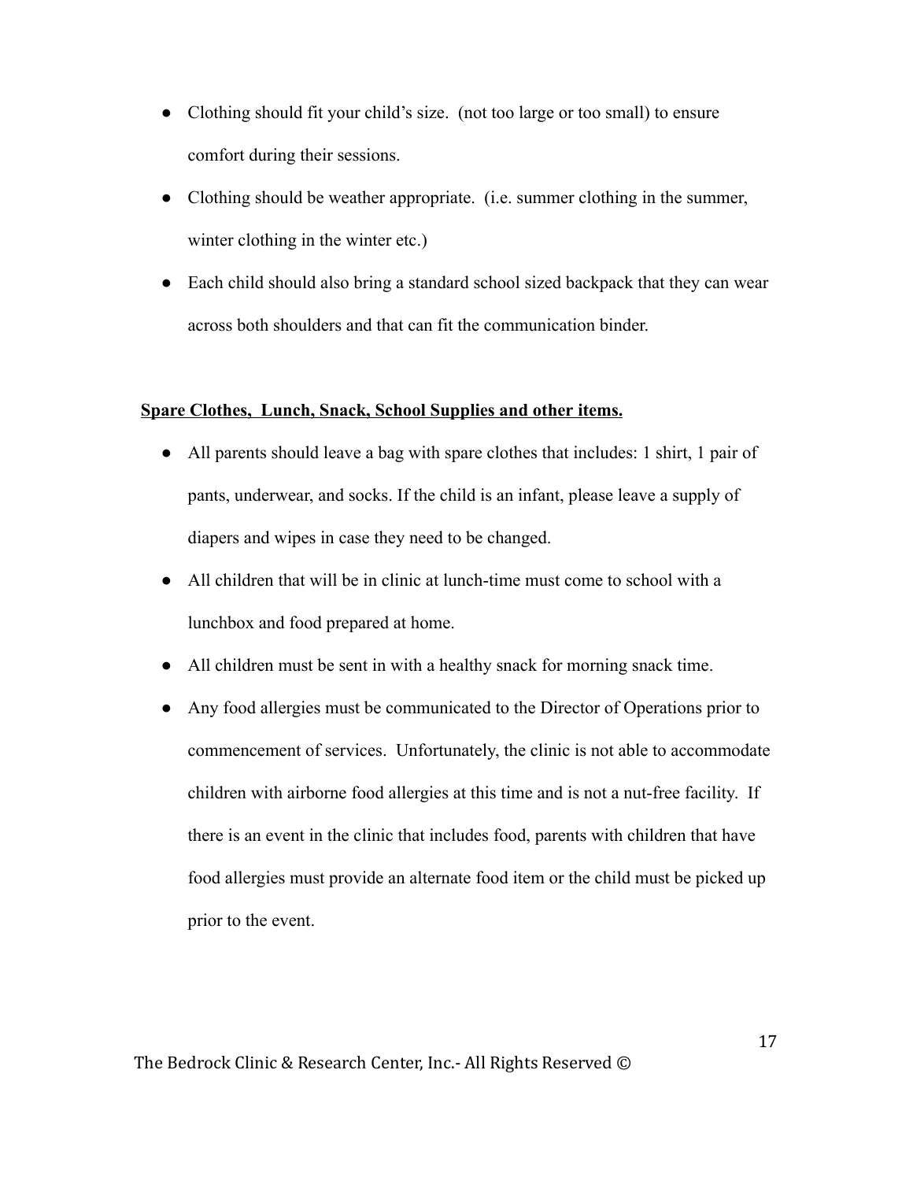- Clothing should fit your child's size. (not too large or too small) to ensure comfort during their sessions.
- Clothing should be weather appropriate. (i.e. summer clothing in the summer, winter clothing in the winter etc.)
- Each child should also bring a standard school sized backpack that they can wear across both shoulders and that can fit the communication binder.

**<u>Spare Clothes, Lunch, Snack, School Supplies and other items.</u>**

- All parents should leave a bag with spare clothes that includes: 1 shirt, 1 pair of pants, underwear, and socks. If the child is an infant, please leave a supply of diapers and wipes in case they need to be changed.
- All children that will be in clinic at lunch-time must come to school with a lunchbox and food prepared at home.
- All children must be sent in with a healthy snack for morning snack time.
- Any food allergies must be communicated to the Director of Operations prior to commencement of services. Unfortunately, the clinic is not able to accommodate children with airborne food allergies at this time and is not a nut-free facility. If there is an event in the clinic that includes food, parents with children that have food allergies must provide an alternate food item or the child must be picked up prior to the event.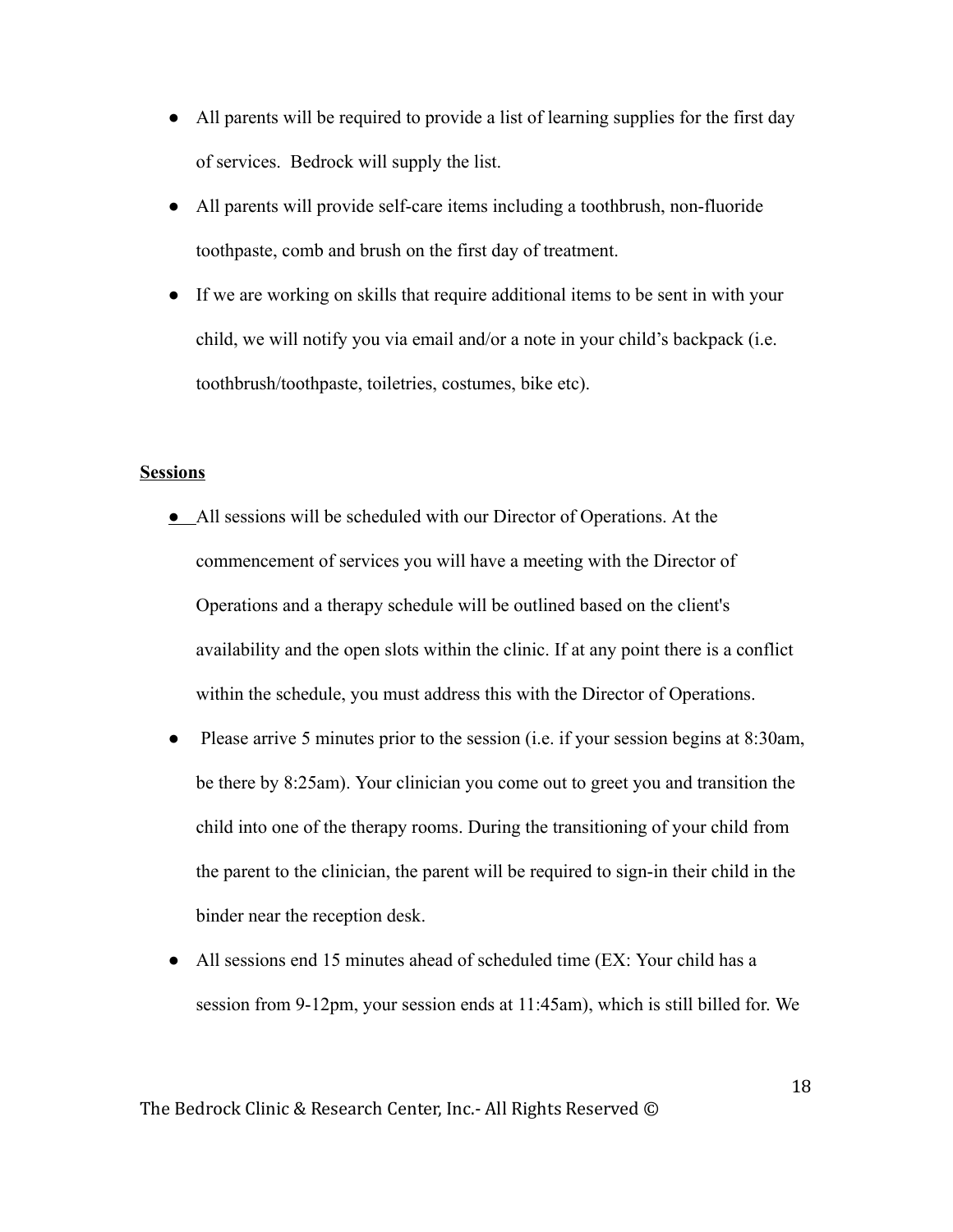- All parents will be required to provide a list of learning supplies for the first day of services. Bedrock will supply the list.
- All parents will provide self-care items including a toothbrush, non-fluoride toothpaste, comb and brush on the first day of treatment.
- If we are working on skills that require additional items to be sent in with your child, we will notify you via email and/or a note in your child's backpack (i.e. toothbrush/toothpaste, toiletries, costumes, bike etc).

**Sessions**

- All sessions will be scheduled with our Director of Operations. At the commencement of services you will have a meeting with the Director of Operations and a therapy schedule will be outlined based on the client's availability and the open slots within the clinic. If at any point there is a conflict within the schedule, you must address this with the Director of Operations.
- Please arrive 5 minutes prior to the session (i.e. if your session begins at 8:30am, be there by 8:25am). Your clinician you come out to greet you and transition the child into one of the therapy rooms. During the transitioning of your child from the parent to the clinician, the parent will be required to sign-in their child in the binder near the reception desk.
- All sessions end 15 minutes ahead of scheduled time (EX: Your child has a session from 9-12pm, your session ends at 11:45am), which is still billed for. We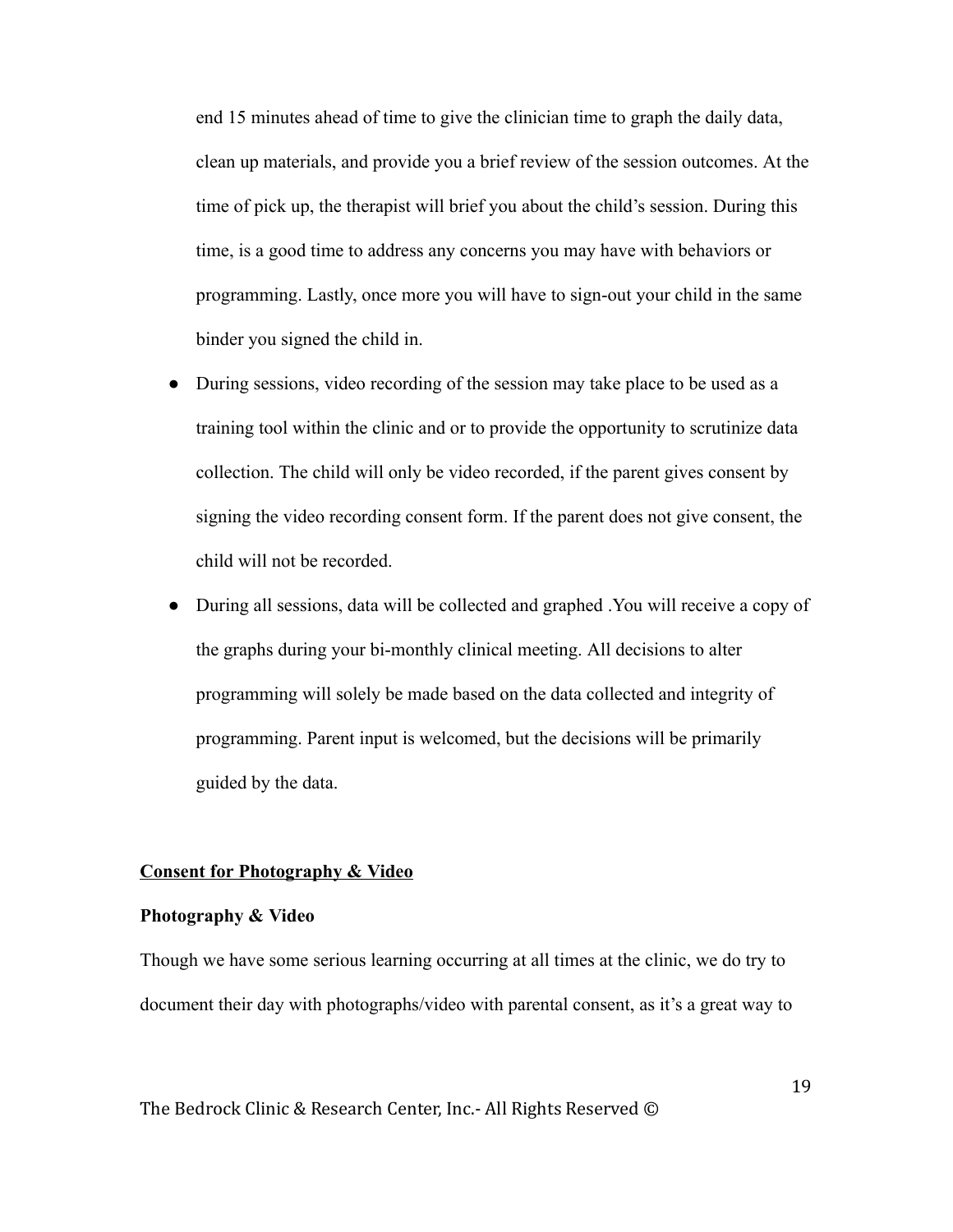end 15 minutes ahead of time to give the clinician time to graph the daily data, clean up materials, and provide you a brief review of the session outcomes. At the time of pick up, the therapist will brief you about the child's session. During this time, is a good time to address any concerns you may have with behaviors or programming. Lastly, once more you will have to sign-out your child in the same binder you signed the child in.

- During sessions, video recording of the session may take place to be used as a training tool within the clinic and or to provide the opportunity to scrutinize data collection. The child will only be video recorded, if the parent gives consent by signing the video recording consent form. If the parent does not give consent, the child will not be recorded.
- During all sessions, data will be collected and graphed .You will receive a copy of the graphs during your bi-monthly clinical meeting. All decisions to alter programming will solely be made based on the data collected and integrity of programming. Parent input is welcomed, but the decisions will be primarily guided by the data.

**Consent for Photography & Video**

**Photography & Video**

Though we have some serious learning occurring at all times at the clinic, we do try to document their day with photographs/video with parental consent, as it's a great way to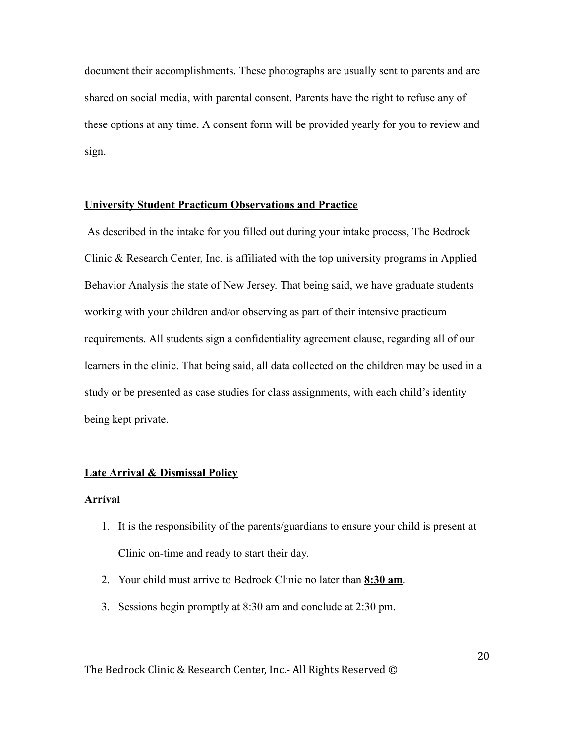document their accomplishments. These photographs are usually sent to parents and are shared on social media, with parental consent. Parents have the right to refuse any of these options at any time. A consent form will be provided yearly for you to review and sign.

**<u>University Student Practicum Observations and Practice</u>**

As described in the intake for you filled out during your intake process, The Bedrock Clinic & Research Center, Inc. is affiliated with the top university programs in Applied Behavior Analysis the state of New Jersey. That being said, we have graduate students working with your children and/or observing as part of their intensive practicum requirements. All students sign a confidentiality agreement clause, regarding all of our learners in the clinic. That being said, all data collected on the children may be used in a study or be presented as case studies for class assignments, with each child's identity being kept private.

**<u>Late Arrival & Dismissal Policy</u>**

**<u>Arrival</u>**

1. It is the responsibility of the parents/guardians to ensure your child is present at Clinic on-time and ready to start their day.
2. Your child must arrive to Bedrock Clinic no later than **<u>8:30 am</u>**.
3. Sessions begin promptly at 8:30 am and conclude at 2:30 pm.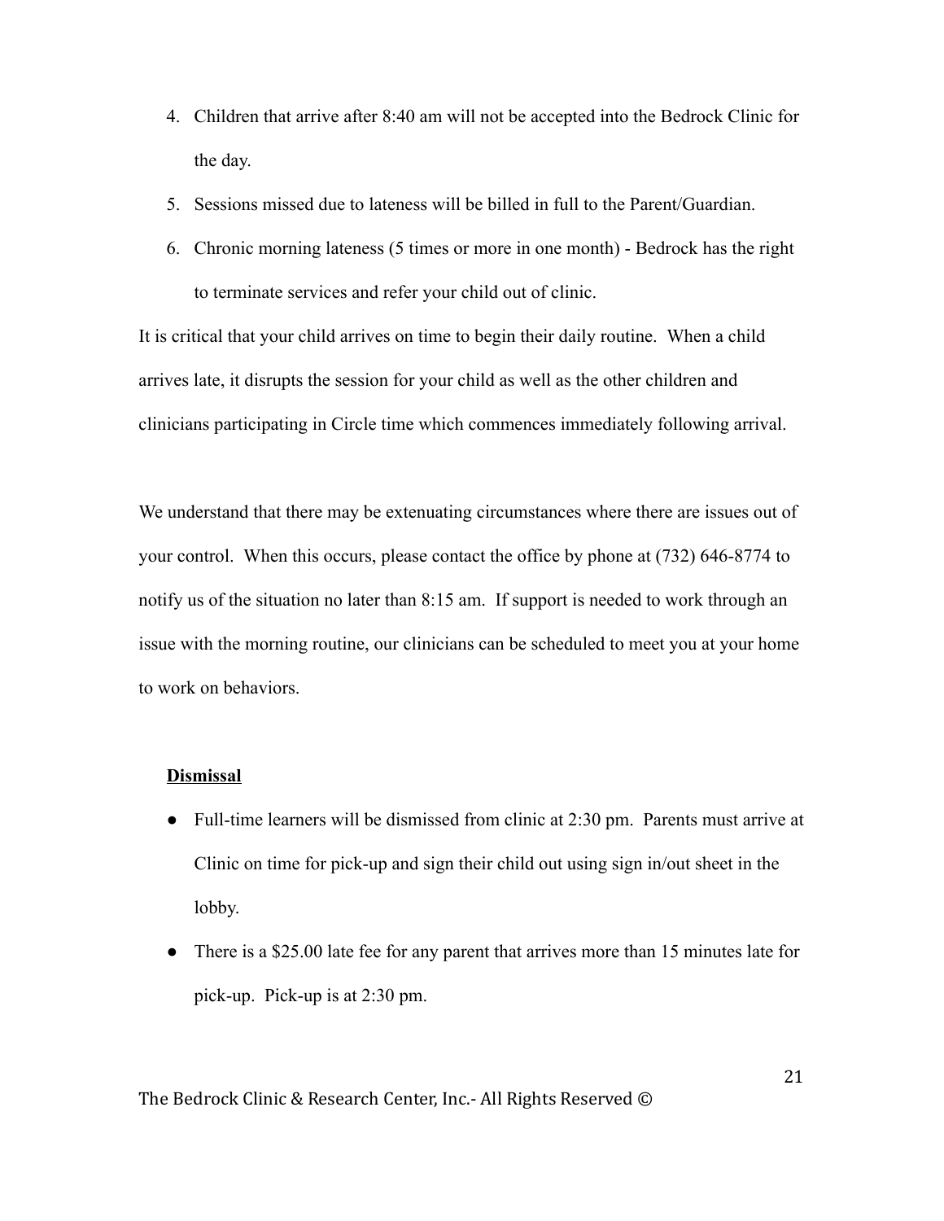4. Children that arrive after 8:40 am will not be accepted into the Bedrock Clinic for the day.
5. Sessions missed due to lateness will be billed in full to the Parent/Guardian.
6. Chronic morning lateness (5 times or more in one month) - Bedrock has the right to terminate services and refer your child out of clinic.

It is critical that your child arrives on time to begin their daily routine. When a child arrives late, it disrupts the session for your child as well as the other children and clinicians participating in Circle time which commences immediately following arrival.

We understand that there may be extenuating circumstances where there are issues out of your control. When this occurs, please contact the office by phone at (732) 646-8774 to notify us of the situation no later than 8:15 am. If support is needed to work through an issue with the morning routine, our clinicians can be scheduled to meet you at your home to work on behaviors.

**Dismissal**

- Full-time learners will be dismissed from clinic at 2:30 pm. Parents must arrive at Clinic on time for pick-up and sign their child out using sign in/out sheet in the lobby.
- There is a $25.00 late fee for any parent that arrives more than 15 minutes late for pick-up. Pick-up is at 2:30 pm.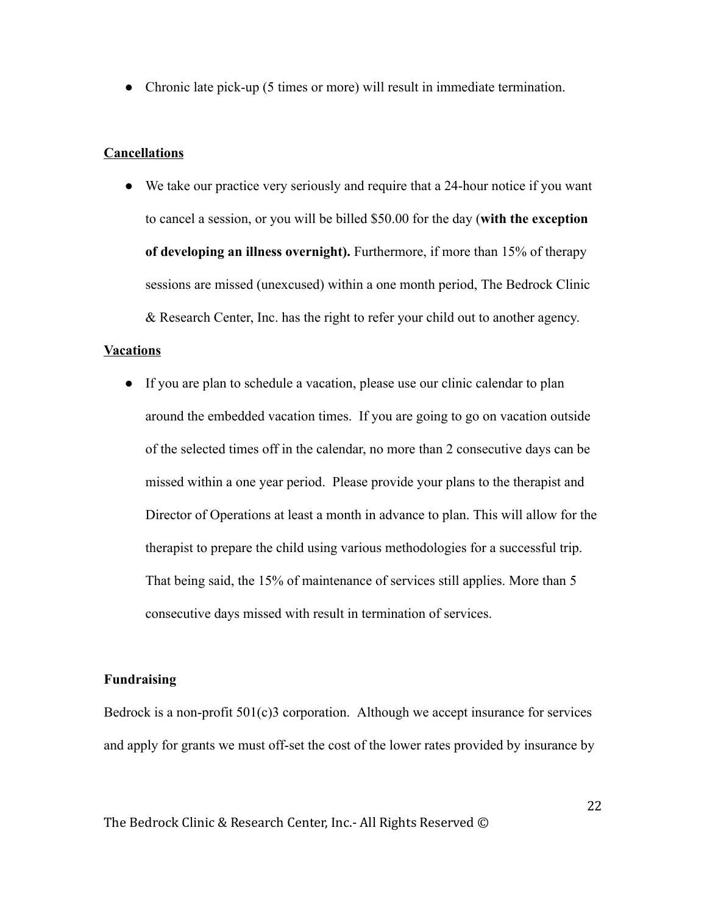- Chronic late pick-up (5 times or more) will result in immediate termination.

<u>**Cancellations**</u>

- We take our practice very seriously and require that a 24-hour notice if you want to cancel a session, or you will be billed $50.00 for the day (**with the exception of developing an illness overnight).** Furthermore, if more than 15% of therapy sessions are missed (unexcused) within a one month period, The Bedrock Clinic & Research Center, Inc. has the right to refer your child out to another agency.

<u>**Vacations**</u>

- If you are plan to schedule a vacation, please use our clinic calendar to plan around the embedded vacation times. If you are going to go on vacation outside of the selected times off in the calendar, no more than 2 consecutive days can be missed within a one year period. Please provide your plans to the therapist and Director of Operations at least a month in advance to plan. This will allow for the therapist to prepare the child using various methodologies for a successful trip. That being said, the 15% of maintenance of services still applies. More than 5 consecutive days missed with result in termination of services.

**Fundraising**

Bedrock is a non-profit 501(c)3 corporation. Although we accept insurance for services and apply for grants we must off-set the cost of the lower rates provided by insurance by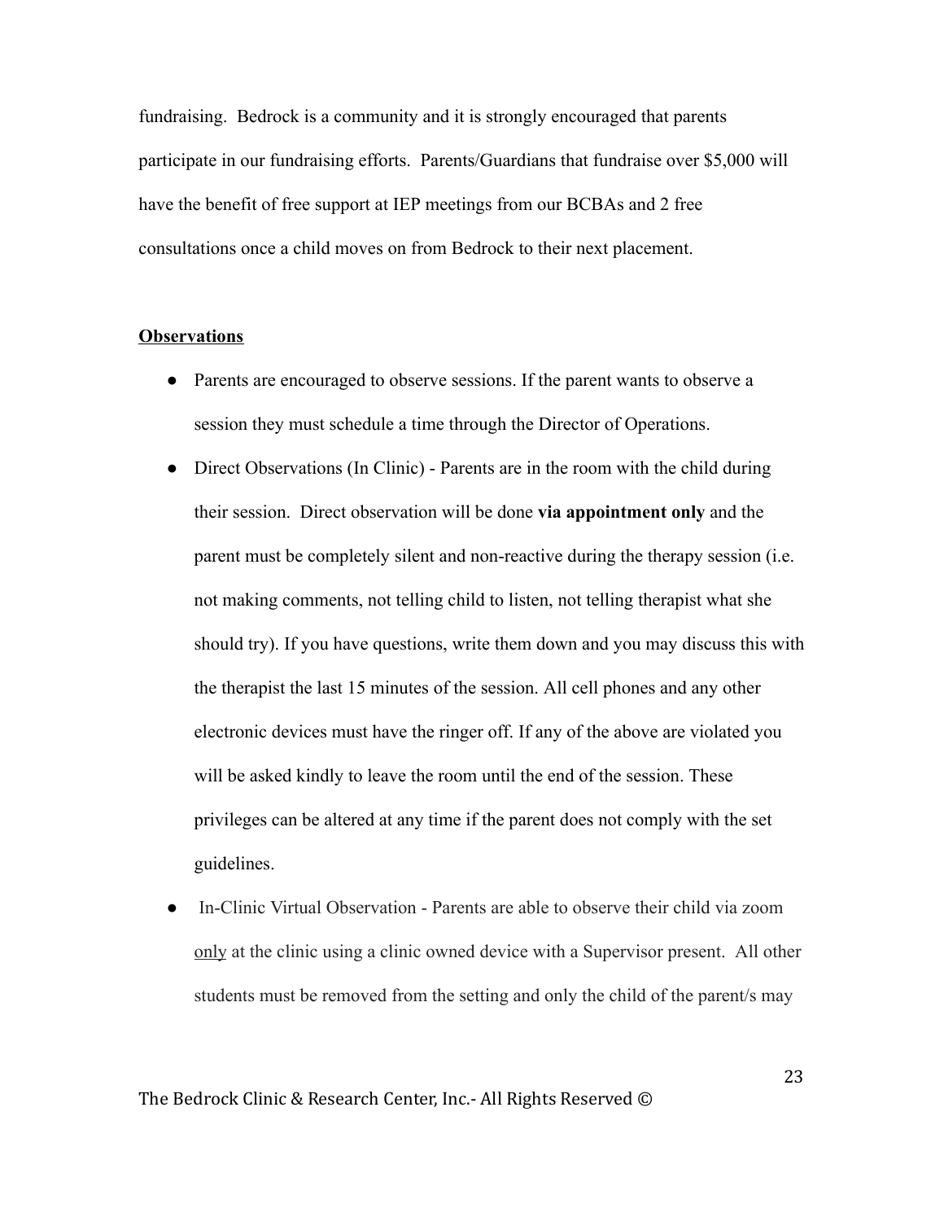fundraising. Bedrock is a community and it is strongly encouraged that parents participate in our fundraising efforts. Parents/Guardians that fundraise over $5,000 will have the benefit of free support at IEP meetings from our BCBAs and 2 free consultations once a child moves on from Bedrock to their next placement.

## Observations

- Parents are encouraged to observe sessions. If the parent wants to observe a session they must schedule a time through the Director of Operations.
- Direct Observations (In Clinic) - Parents are in the room with the child during their session. Direct observation will be done **via appointment only** and the parent must be completely silent and non-reactive during the therapy session (i.e. not making comments, not telling child to listen, not telling therapist what she should try). If you have questions, write them down and you may discuss this with the therapist the last 15 minutes of the session. All cell phones and any other electronic devices must have the ringer off. If any of the above are violated you will be asked kindly to leave the room until the end of the session. These privileges can be altered at any time if the parent does not comply with the set guidelines.
- In-Clinic Virtual Observation - Parents are able to observe their child via zoom <u>only</u> at the clinic using a clinic owned device with a Supervisor present. All other students must be removed from the setting and only the child of the parent/s may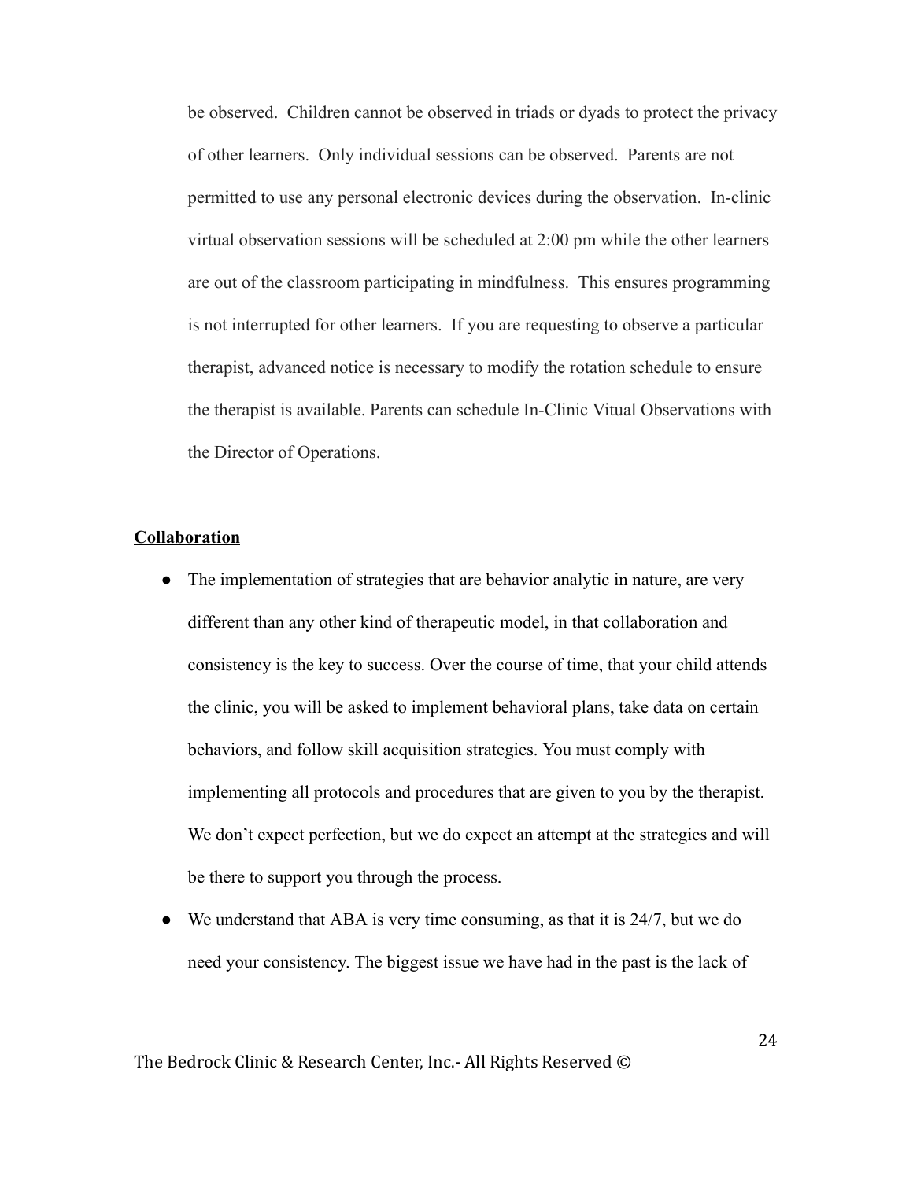be observed. Children cannot be observed in triads or dyads to protect the privacy of other learners. Only individual sessions can be observed. Parents are not permitted to use any personal electronic devices during the observation. In-clinic virtual observation sessions will be scheduled at 2:00 pm while the other learners are out of the classroom participating in mindfulness. This ensures programming is not interrupted for other learners. If you are requesting to observe a particular therapist, advanced notice is necessary to modify the rotation schedule to ensure the therapist is available. Parents can schedule In-Clinic Vitual Observations with the Director of Operations.

**Collaboration**

- The implementation of strategies that are behavior analytic in nature, are very different than any other kind of therapeutic model, in that collaboration and consistency is the key to success. Over the course of time, that your child attends the clinic, you will be asked to implement behavioral plans, take data on certain behaviors, and follow skill acquisition strategies. You must comply with implementing all protocols and procedures that are given to you by the therapist. We don't expect perfection, but we do expect an attempt at the strategies and will be there to support you through the process.
- We understand that ABA is very time consuming, as that it is 24/7, but we do need your consistency. The biggest issue we have had in the past is the lack of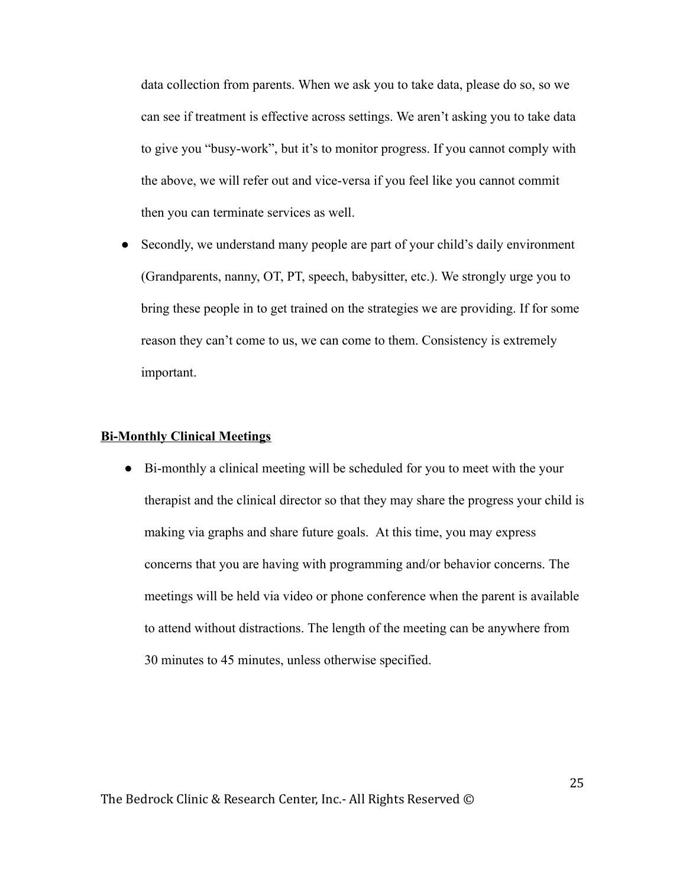data collection from parents. When we ask you to take data, please do so, so we can see if treatment is effective across settings. We aren't asking you to take data to give you "busy-work", but it's to monitor progress. If you cannot comply with the above, we will refer out and vice-versa if you feel like you cannot commit then you can terminate services as well.

- Secondly, we understand many people are part of your child's daily environment (Grandparents, nanny, OT, PT, speech, babysitter, etc.). We strongly urge you to bring these people in to get trained on the strategies we are providing. If for some reason they can't come to us, we can come to them. Consistency is extremely important.

**Bi-Monthly Clinical Meetings**

- Bi-monthly a clinical meeting will be scheduled for you to meet with the your therapist and the clinical director so that they may share the progress your child is making via graphs and share future goals. At this time, you may express concerns that you are having with programming and/or behavior concerns. The meetings will be held via video or phone conference when the parent is available to attend without distractions. The length of the meeting can be anywhere from 30 minutes to 45 minutes, unless otherwise specified.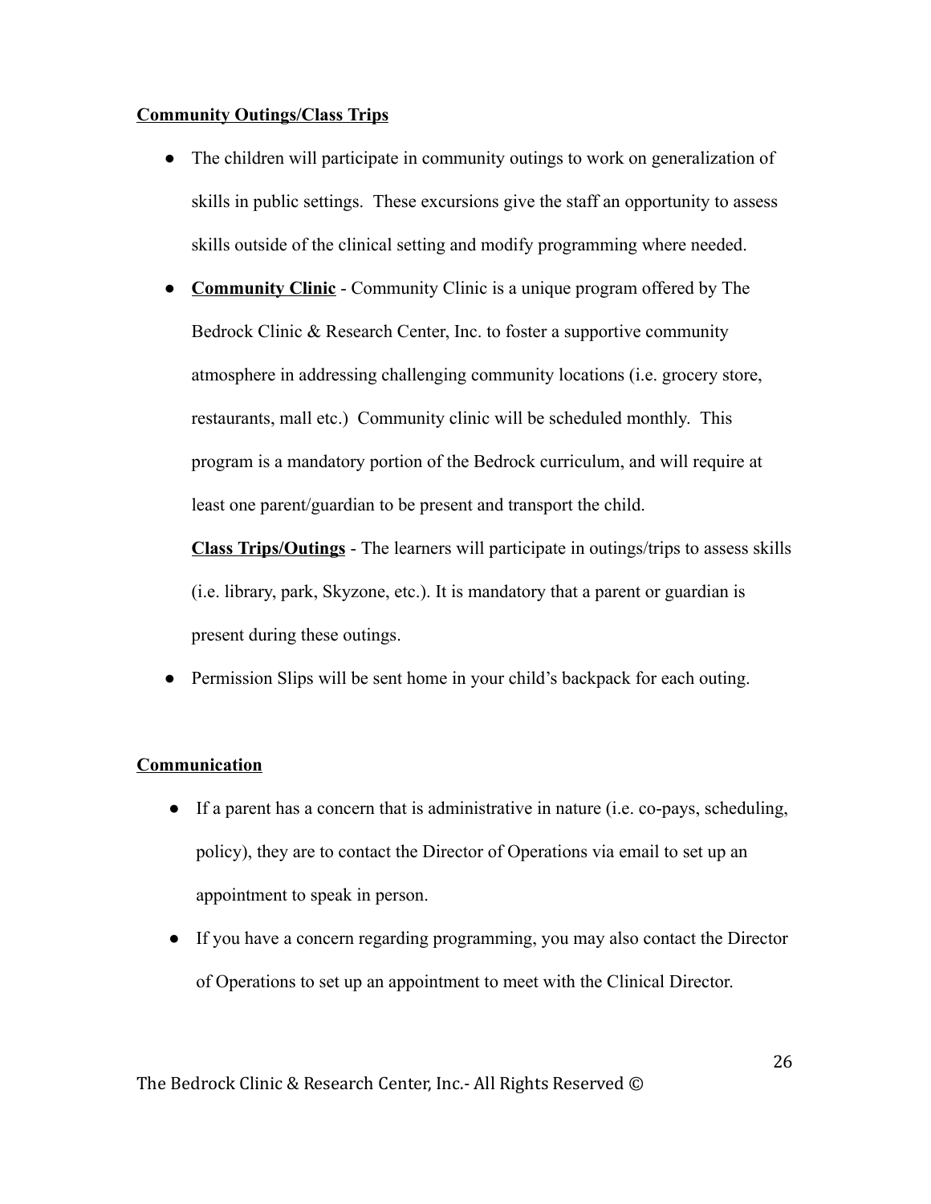**Community Outings/Class Trips**

- The children will participate in community outings to work on generalization of skills in public settings. These excursions give the staff an opportunity to assess skills outside of the clinical setting and modify programming where needed.
- **Community Clinic** - Community Clinic is a unique program offered by The Bedrock Clinic & Research Center, Inc. to foster a supportive community atmosphere in addressing challenging community locations (i.e. grocery store, restaurants, mall etc.) Community clinic will be scheduled monthly. This program is a mandatory portion of the Bedrock curriculum, and will require at least one parent/guardian to be present and transport the child.

  **Class Trips/Outings** - The learners will participate in outings/trips to assess skills (i.e. library, park, Skyzone, etc.). It is mandatory that a parent or guardian is present during these outings.
- Permission Slips will be sent home in your child's backpack for each outing.

**Communication**

- If a parent has a concern that is administrative in nature (i.e. co-pays, scheduling, policy), they are to contact the Director of Operations via email to set up an appointment to speak in person.
- If you have a concern regarding programming, you may also contact the Director of Operations to set up an appointment to meet with the Clinical Director.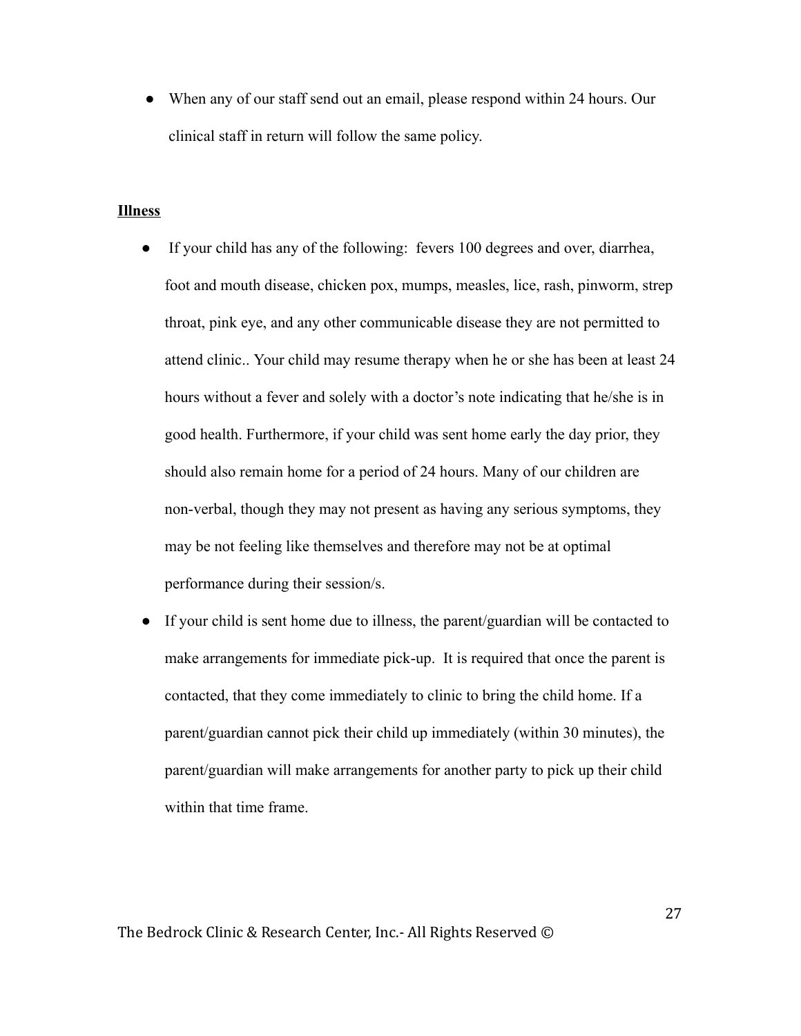- When any of our staff send out an email, please respond within 24 hours. Our clinical staff in return will follow the same policy.

**Illness**

- If your child has any of the following: fevers 100 degrees and over, diarrhea, foot and mouth disease, chicken pox, mumps, measles, lice, rash, pinworm, strep throat, pink eye, and any other communicable disease they are not permitted to attend clinic.. Your child may resume therapy when he or she has been at least 24 hours without a fever and solely with a doctor's note indicating that he/she is in good health. Furthermore, if your child was sent home early the day prior, they should also remain home for a period of 24 hours. Many of our children are non-verbal, though they may not present as having any serious symptoms, they may be not feeling like themselves and therefore may not be at optimal performance during their session/s.
- If your child is sent home due to illness, the parent/guardian will be contacted to make arrangements for immediate pick-up. It is required that once the parent is contacted, that they come immediately to clinic to bring the child home. If a parent/guardian cannot pick their child up immediately (within 30 minutes), the parent/guardian will make arrangements for another party to pick up their child within that time frame.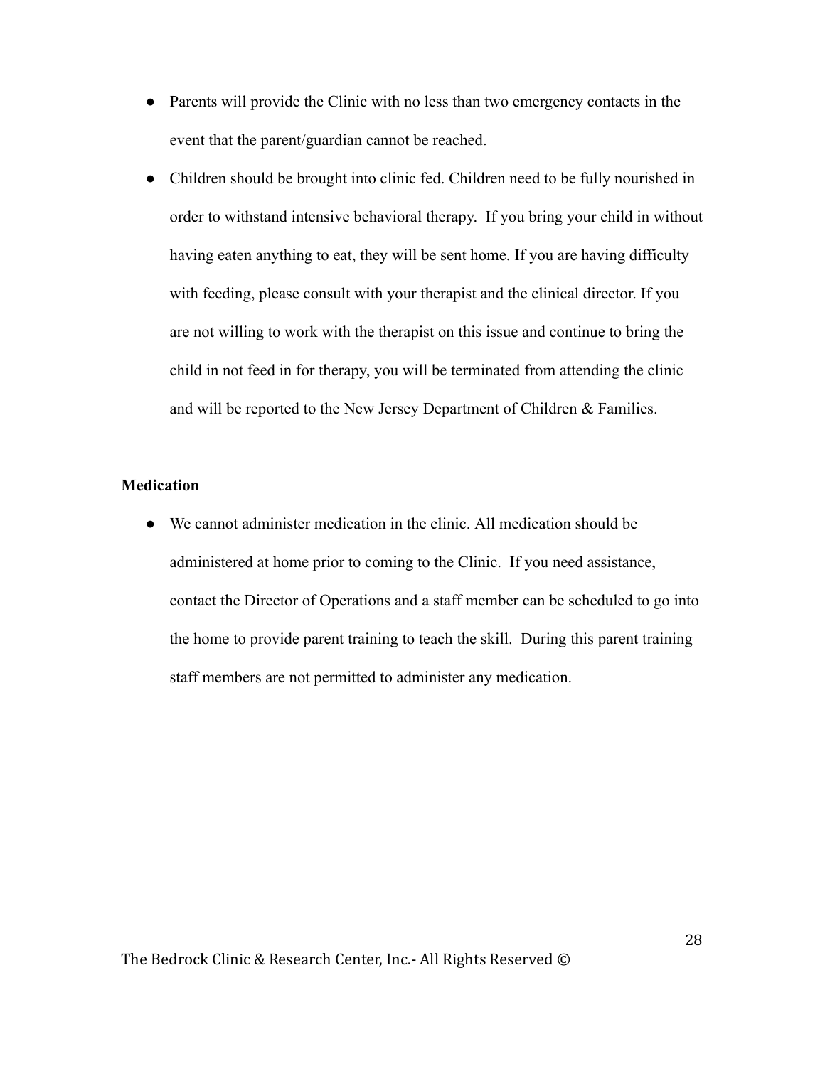- Parents will provide the Clinic with no less than two emergency contacts in the event that the parent/guardian cannot be reached.
- Children should be brought into clinic fed. Children need to be fully nourished in order to withstand intensive behavioral therapy.  If you bring your child in without having eaten anything to eat, they will be sent home. If you are having difficulty with feeding, please consult with your therapist and the clinical director. If you are not willing to work with the therapist on this issue and continue to bring the child in not feed in for therapy, you will be terminated from attending the clinic and will be reported to the New Jersey Department of Children & Families.

**Medication**

- We cannot administer medication in the clinic. All medication should be administered at home prior to coming to the Clinic.  If you need assistance, contact the Director of Operations and a staff member can be scheduled to go into the home to provide parent training to teach the skill.  During this parent training staff members are not permitted to administer any medication.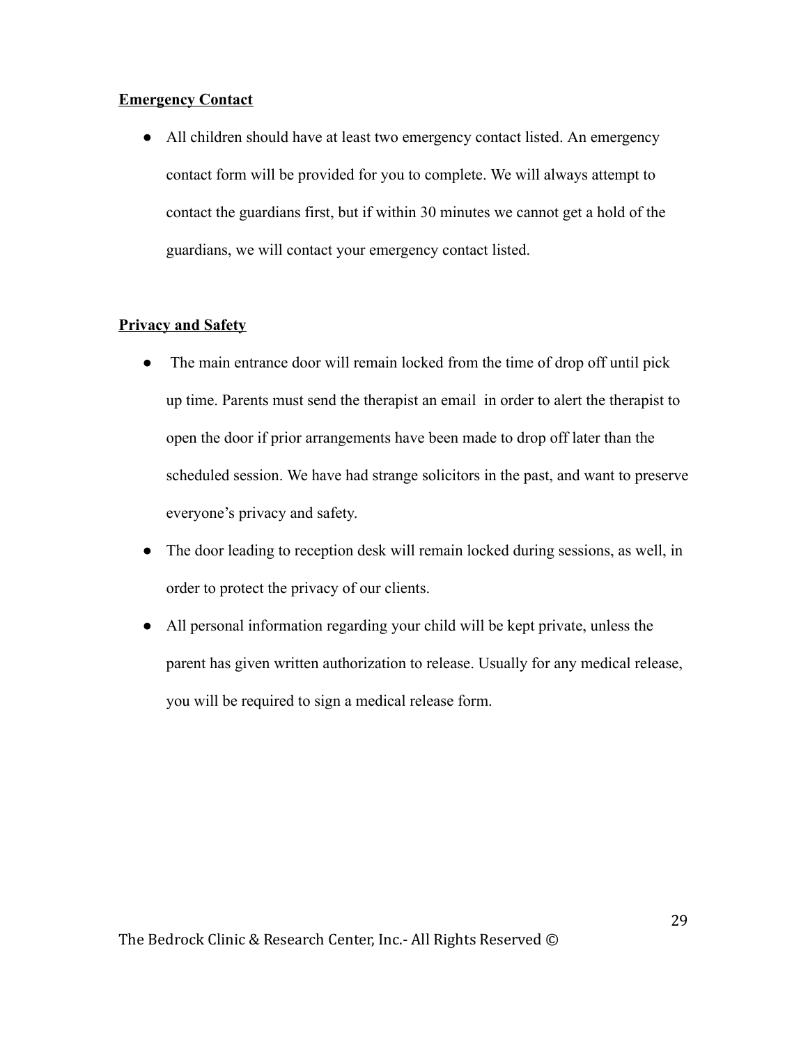**Emergency Contact**

- All children should have at least two emergency contact listed. An emergency contact form will be provided for you to complete. We will always attempt to contact the guardians first, but if within 30 minutes we cannot get a hold of the guardians, we will contact your emergency contact listed.

**Privacy and Safety**

- The main entrance door will remain locked from the time of drop off until pick up time. Parents must send the therapist an email in order to alert the therapist to open the door if prior arrangements have been made to drop off later than the scheduled session. We have had strange solicitors in the past, and want to preserve everyone's privacy and safety.
- The door leading to reception desk will remain locked during sessions, as well, in order to protect the privacy of our clients.
- All personal information regarding your child will be kept private, unless the parent has given written authorization to release. Usually for any medical release, you will be required to sign a medical release form.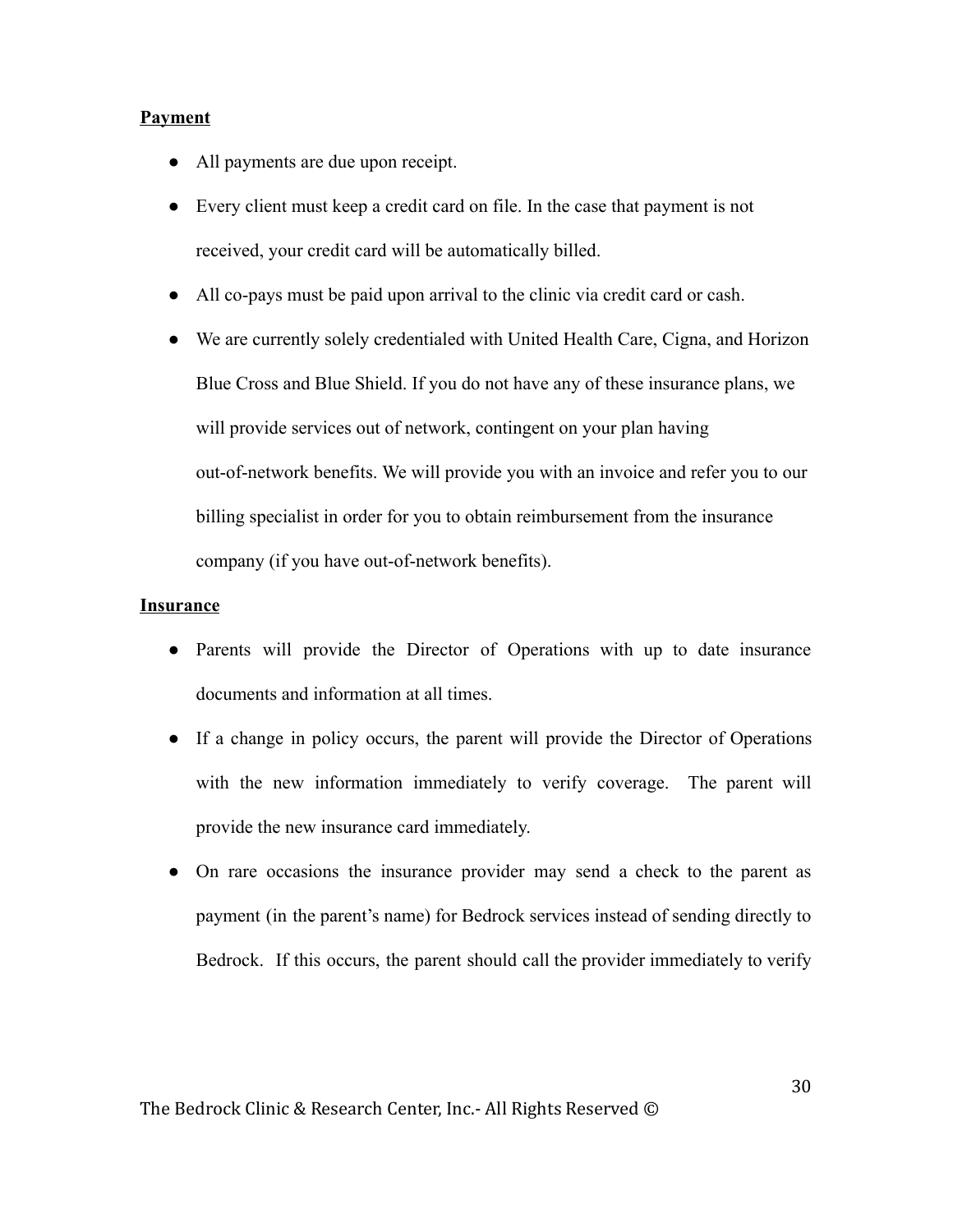**Payment**

- All payments are due upon receipt.
- Every client must keep a credit card on file. In the case that payment is not received, your credit card will be automatically billed.
- All co-pays must be paid upon arrival to the clinic via credit card or cash.
- We are currently solely credentialed with United Health Care, Cigna, and Horizon Blue Cross and Blue Shield. If you do not have any of these insurance plans, we will provide services out of network, contingent on your plan having out-of-network benefits. We will provide you with an invoice and refer you to our billing specialist in order for you to obtain reimbursement from the insurance company (if you have out-of-network benefits).

**Insurance**

- Parents will provide the Director of Operations with up to date insurance documents and information at all times.
- If a change in policy occurs, the parent will provide the Director of Operations with the new information immediately to verify coverage. The parent will provide the new insurance card immediately.
- On rare occasions the insurance provider may send a check to the parent as payment (in the parent's name) for Bedrock services instead of sending directly to Bedrock. If this occurs, the parent should call the provider immediately to verify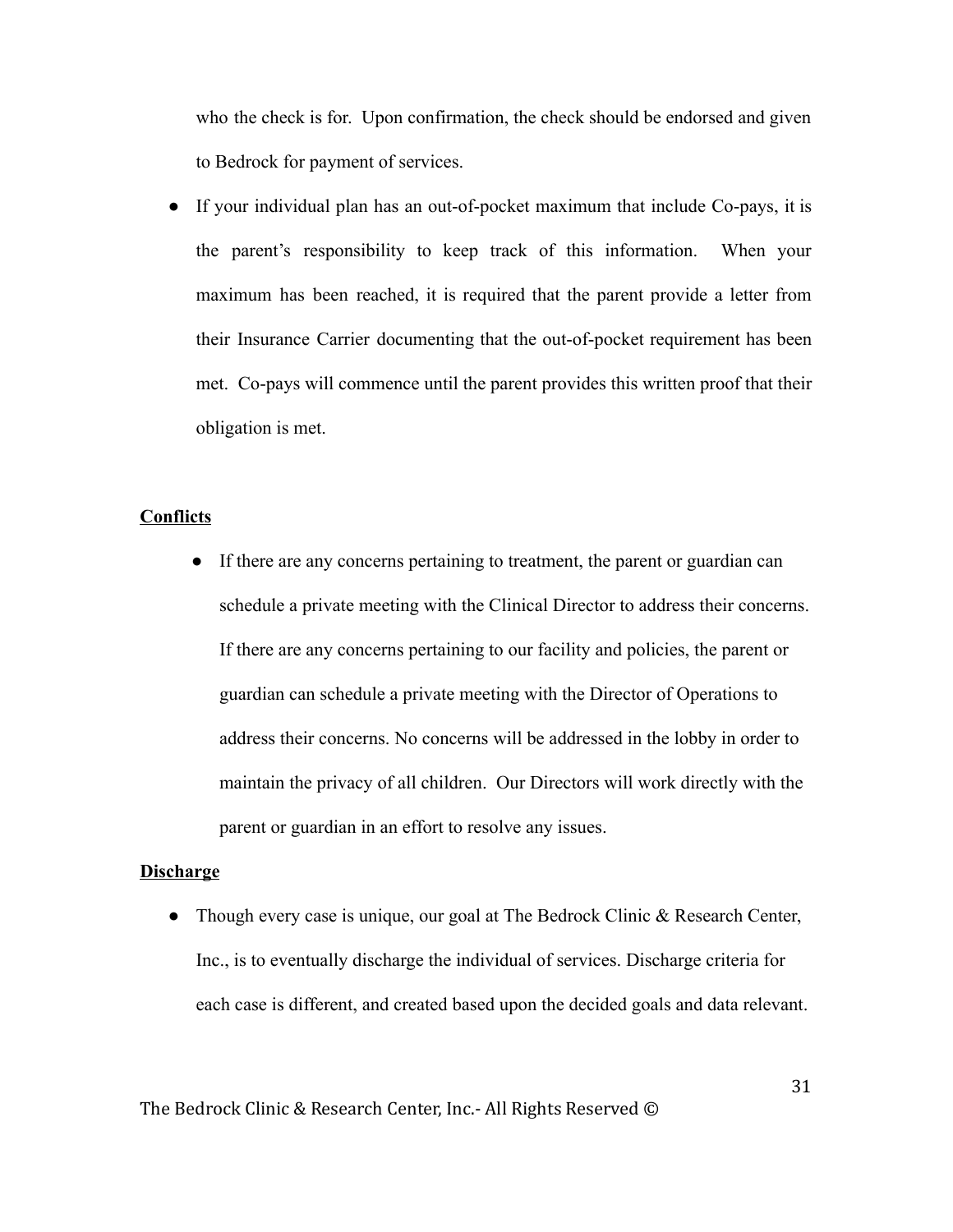who the check is for. Upon confirmation, the check should be endorsed and given to Bedrock for payment of services.

- If your individual plan has an out-of-pocket maximum that include Co-pays, it is the parent's responsibility to keep track of this information. When your maximum has been reached, it is required that the parent provide a letter from their Insurance Carrier documenting that the out-of-pocket requirement has been met. Co-pays will commence until the parent provides this written proof that their obligation is met.

**Conflicts**

- If there are any concerns pertaining to treatment, the parent or guardian can schedule a private meeting with the Clinical Director to address their concerns. If there are any concerns pertaining to our facility and policies, the parent or guardian can schedule a private meeting with the Director of Operations to address their concerns. No concerns will be addressed in the lobby in order to maintain the privacy of all children. Our Directors will work directly with the parent or guardian in an effort to resolve any issues.

**Discharge**

- Though every case is unique, our goal at The Bedrock Clinic & Research Center, Inc., is to eventually discharge the individual of services. Discharge criteria for each case is different, and created based upon the decided goals and data relevant.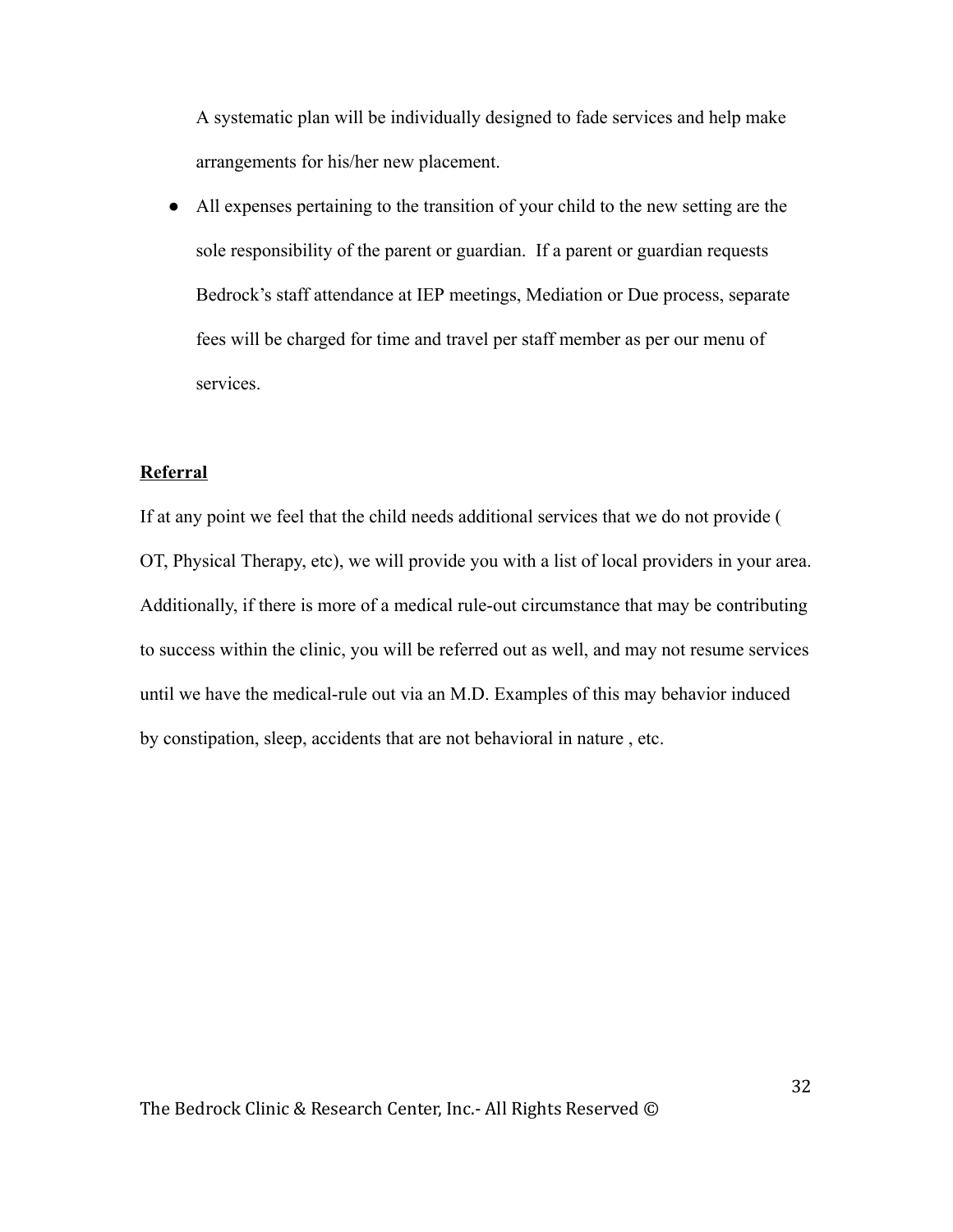A systematic plan will be individually designed to fade services and help make arrangements for his/her new placement.

- All expenses pertaining to the transition of your child to the new setting are the sole responsibility of the parent or guardian. If a parent or guardian requests Bedrock's staff attendance at IEP meetings, Mediation or Due process, separate fees will be charged for time and travel per staff member as per our menu of services.

**Referral**

If at any point we feel that the child needs additional services that we do not provide ( OT, Physical Therapy, etc), we will provide you with a list of local providers in your area. Additionally, if there is more of a medical rule-out circumstance that may be contributing to success within the clinic, you will be referred out as well, and may not resume services until we have the medical-rule out via an M.D. Examples of this may behavior induced by constipation, sleep, accidents that are not behavioral in nature , etc.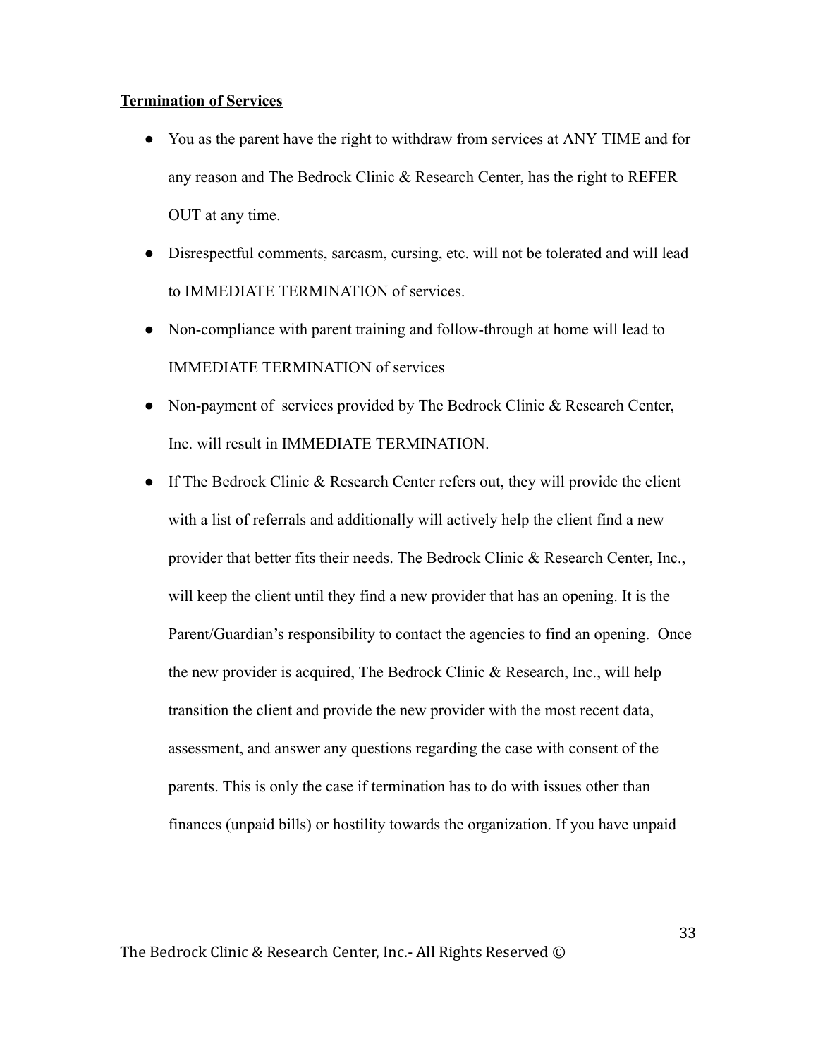**Termination of Services**

- You as the parent have the right to withdraw from services at ANY TIME and for any reason and The Bedrock Clinic & Research Center, has the right to REFER OUT at any time.
- Disrespectful comments, sarcasm, cursing, etc. will not be tolerated and will lead to IMMEDIATE TERMINATION of services.
- Non-compliance with parent training and follow-through at home will lead to IMMEDIATE TERMINATION of services
- Non-payment of services provided by The Bedrock Clinic & Research Center, Inc. will result in IMMEDIATE TERMINATION.
- If The Bedrock Clinic & Research Center refers out, they will provide the client with a list of referrals and additionally will actively help the client find a new provider that better fits their needs. The Bedrock Clinic & Research Center, Inc., will keep the client until they find a new provider that has an opening. It is the Parent/Guardian's responsibility to contact the agencies to find an opening. Once the new provider is acquired, The Bedrock Clinic & Research, Inc., will help transition the client and provide the new provider with the most recent data, assessment, and answer any questions regarding the case with consent of the parents. This is only the case if termination has to do with issues other than finances (unpaid bills) or hostility towards the organization. If you have unpaid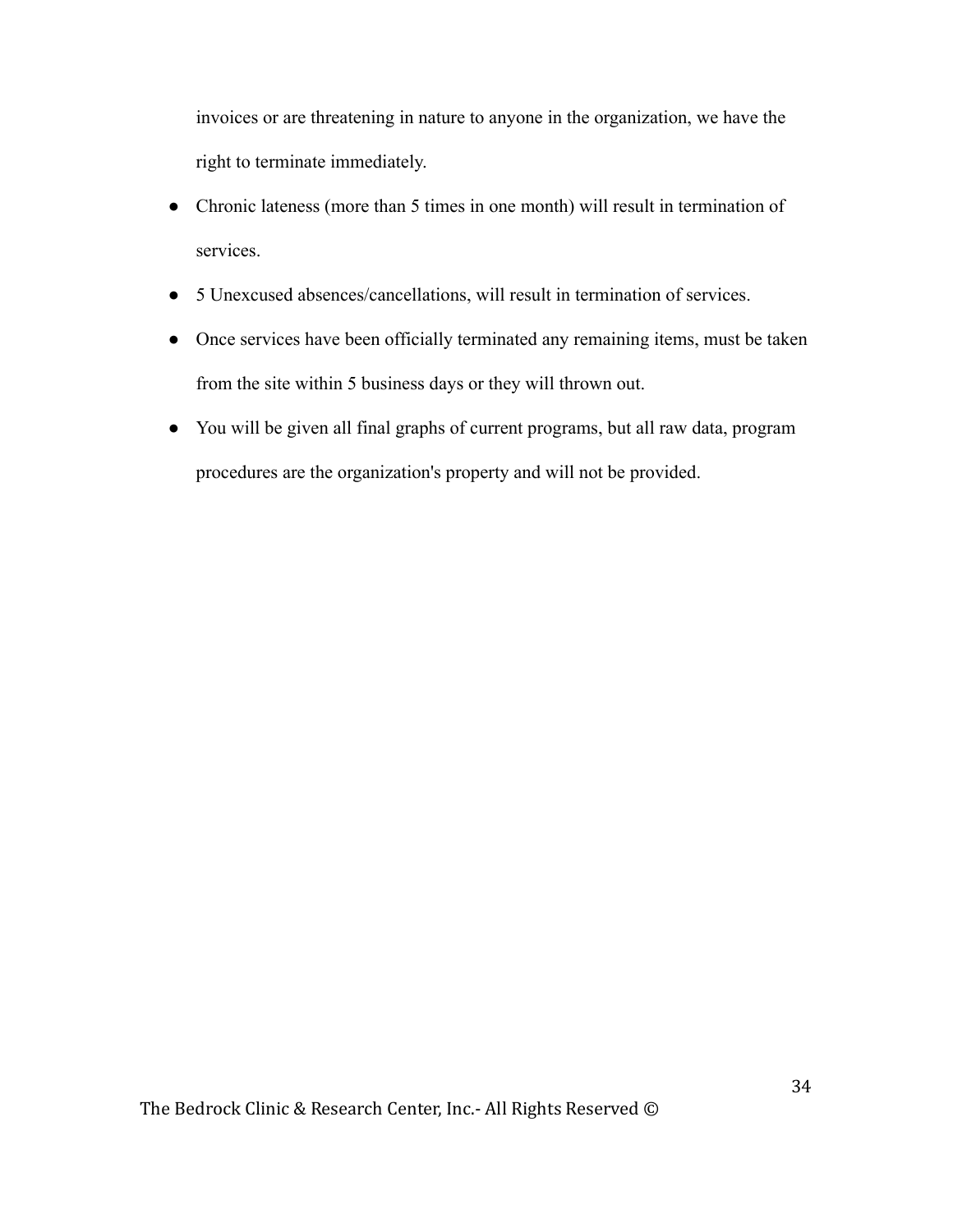invoices or are threatening in nature to anyone in the organization, we have the right to terminate immediately.

- Chronic lateness (more than 5 times in one month) will result in termination of services.
- 5 Unexcused absences/cancellations, will result in termination of services.
- Once services have been officially terminated any remaining items, must be taken from the site within 5 business days or they will thrown out.
- You will be given all final graphs of current programs, but all raw data, program procedures are the organization's property and will not be provided.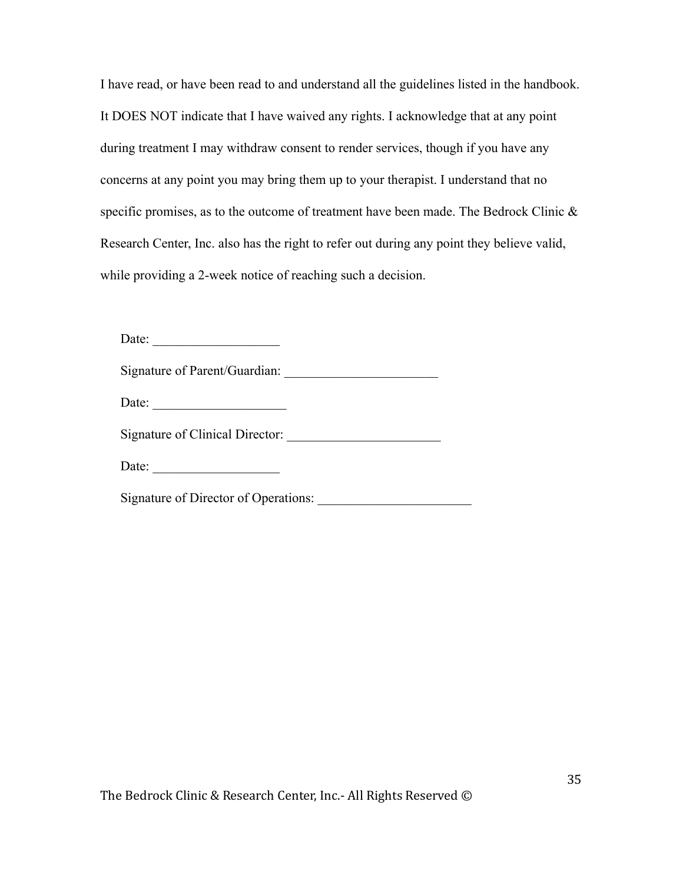I have read, or have been read to and understand all the guidelines listed in the handbook. It DOES NOT indicate that I have waived any rights. I acknowledge that at any point during treatment I may withdraw consent to render services, though if you have any concerns at any point you may bring them up to your therapist. I understand that no specific promises, as to the outcome of treatment have been made. The Bedrock Clinic & Research Center, Inc. also has the right to refer out during any point they believe valid, while providing a 2-week notice of reaching such a decision.

Date: ___________________

Signature of Parent/Guardian: _______________________

Date: ____________________

Signature of Clinical Director: _______________________

Date: ___________________

Signature of Director of Operations: _______________________